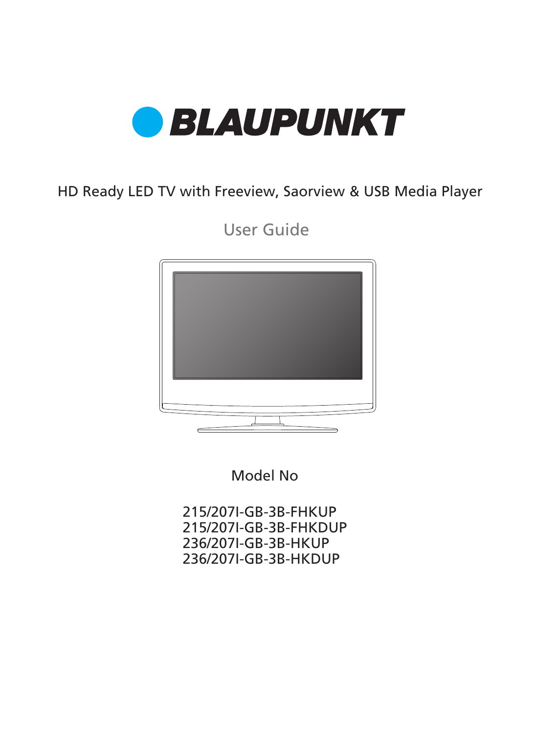# BLAUPUNKT

HD Ready LED TV with Freeview, Saorview & USB Media Player

## User Guide

Model No

215/207I-GB-3B-FHKUP
215/207I-GB-3B-FHKDUP
236/207I-GB-3B-HKUP
236/207I-GB-3B-HKDUP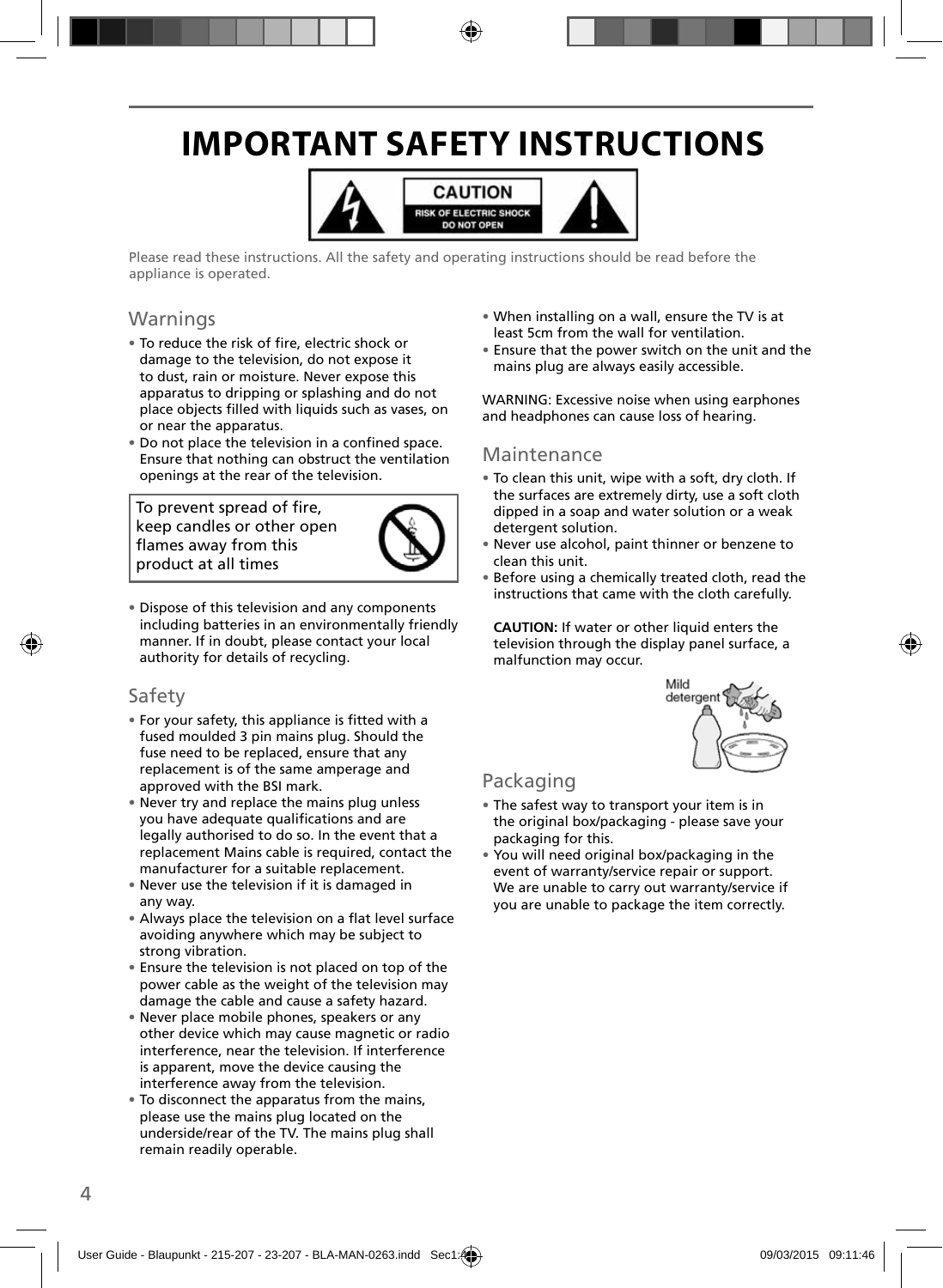# IMPORTANT SAFETY INSTRUCTIONS

**CAUTION**
RISK OF ELECTRIC SHOCK
DO NOT OPEN

Please read these instructions. All the safety and operating instructions should be read before the appliance is operated.

## Warnings

- To reduce the risk of fire, electric shock or damage to the television, do not expose it to dust, rain or moisture. Never expose this apparatus to dripping or splashing and do not place objects filled with liquids such as vases, on or near the apparatus.
- Do not place the television in a confined space. Ensure that nothing can obstruct the ventilation openings at the rear of the television.

To prevent spread of fire, keep candles or other open flames away from this product at all times

- Dispose of this television and any components including batteries in an environmentally friendly manner. If in doubt, please contact your local authority for details of recycling.

## Safety

- For your safety, this appliance is fitted with a fused moulded 3 pin mains plug. Should the fuse need to be replaced, ensure that any replacement is of the same amperage and approved with the BSI mark.
- Never try and replace the mains plug unless you have adequate qualifications and are legally authorised to do so. In the event that a replacement Mains cable is required, contact the manufacturer for a suitable replacement.
- Never use the television if it is damaged in any way.
- Always place the television on a flat level surface avoiding anywhere which may be subject to strong vibration.
- Ensure the television is not placed on top of the power cable as the weight of the television may damage the cable and cause a safety hazard.
- Never place mobile phones, speakers or any other device which may cause magnetic or radio interference, near the television. If interference is apparent, move the device causing the interference away from the television.
- To disconnect the apparatus from the mains, please use the mains plug located on the underside/rear of the TV. The mains plug shall remain readily operable.
- When installing on a wall, ensure the TV is at least 5cm from the wall for ventilation.
- Ensure that the power switch on the unit and the mains plug are always easily accessible.

WARNING: Excessive noise when using earphones and headphones can cause loss of hearing.

## Maintenance

- To clean this unit, wipe with a soft, dry cloth. If the surfaces are extremely dirty, use a soft cloth dipped in a soap and water solution or a weak detergent solution.
- Never use alcohol, paint thinner or benzene to clean this unit.
- Before using a chemically treated cloth, read the instructions that came with the cloth carefully.

**CAUTION:** If water or other liquid enters the television through the display panel surface, a malfunction may occur.

Mild detergent

## Packaging

- The safest way to transport your item is in the original box/packaging - please save your packaging for this.
- You will need original box/packaging in the event of warranty/service repair or support. We are unable to carry out warranty/service if you are unable to package the item correctly.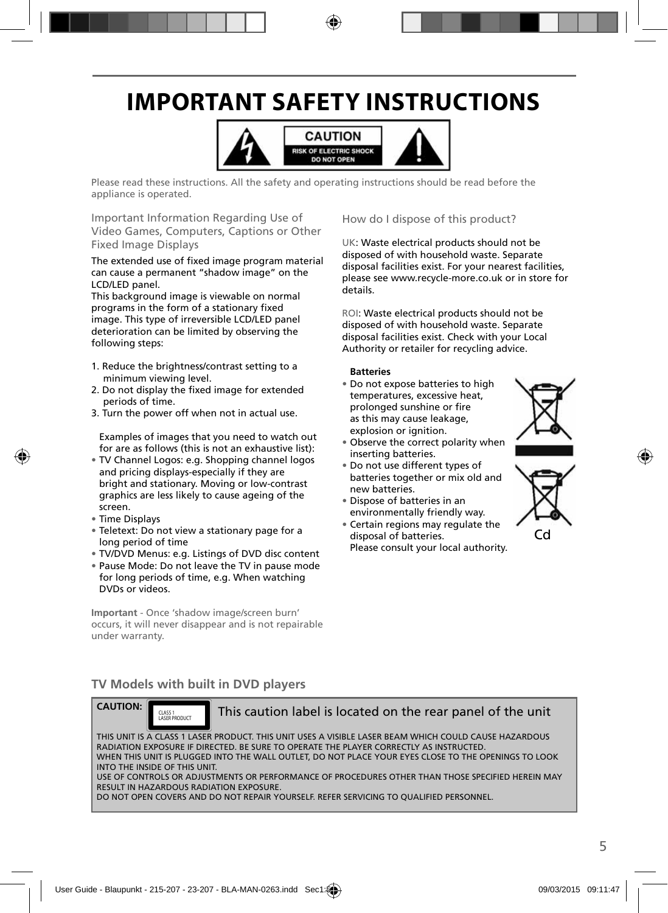# IMPORTANT SAFETY INSTRUCTIONS

**CAUTION**
RISK OF ELECTRIC SHOCK
DO NOT OPEN

Please read these instructions. All the safety and operating instructions should be read before the appliance is operated.

## Important Information Regarding Use of Video Games, Computers, Captions or Other Fixed Image Displays

The extended use of fixed image program material can cause a permanent "shadow image" on the LCD/LED panel.
This background image is viewable on normal programs in the form of a stationary fixed image. This type of irreversible LCD/LED panel deterioration can be limited by observing the following steps:

1. Reduce the brightness/contrast setting to a minimum viewing level.
2. Do not display the fixed image for extended periods of time.
3. Turn the power off when not in actual use.

Examples of images that you need to watch out for are as follows (this is not an exhaustive list):

- TV Channel Logos: e.g. Shopping channel logos and pricing displays-especially if they are bright and stationary. Moving or low-contrast graphics are less likely to cause ageing of the screen.
- Time Displays
- Teletext: Do not view a stationary page for a long period of time
- TV/DVD Menus: e.g. Listings of DVD disc content
- Pause Mode: Do not leave the TV in pause mode for long periods of time, e.g. When watching DVDs or videos.

**Important** - Once 'shadow image/screen burn' occurs, it will never disappear and is not repairable under warranty.

## How do I dispose of this product?

UK: Waste electrical products should not be disposed of with household waste. Separate disposal facilities exist. For your nearest facilities, please see www.recycle-more.co.uk or in store for details.

ROI: Waste electrical products should not be disposed of with household waste. Separate disposal facilities exist. Check with your Local Authority or retailer for recycling advice.

**Batteries**

- Do not expose batteries to high temperatures, excessive heat, prolonged sunshine or fire as this may cause leakage, explosion or ignition.
- Observe the correct polarity when inserting batteries.
- Do not use different types of batteries together or mix old and new batteries.
- Dispose of batteries in an environmentally friendly way.
- Certain regions may regulate the disposal of batteries. Please consult your local authority.

Cd

## TV Models with built in DVD players

**CAUTION:** CLASS 1 LASER PRODUCT — This caution label is located on the rear panel of the unit

THIS UNIT IS A CLASS 1 LASER PRODUCT. THIS UNIT USES A VISIBLE LASER BEAM WHICH COULD CAUSE HAZARDOUS RADIATION EXPOSURE IF DIRECTED. BE SURE TO OPERATE THE PLAYER CORRECTLY AS INSTRUCTED.
WHEN THIS UNIT IS PLUGGED INTO THE WALL OUTLET, DO NOT PLACE YOUR EYES CLOSE TO THE OPENINGS TO LOOK INTO THE INSIDE OF THIS UNIT.
USE OF CONTROLS OR ADJUSTMENTS OR PERFORMANCE OF PROCEDURES OTHER THAN THOSE SPECIFIED HEREIN MAY RESULT IN HAZARDOUS RADIATION EXPOSURE.
DO NOT OPEN COVERS AND DO NOT REPAIR YOURSELF. REFER SERVICING TO QUALIFIED PERSONNEL.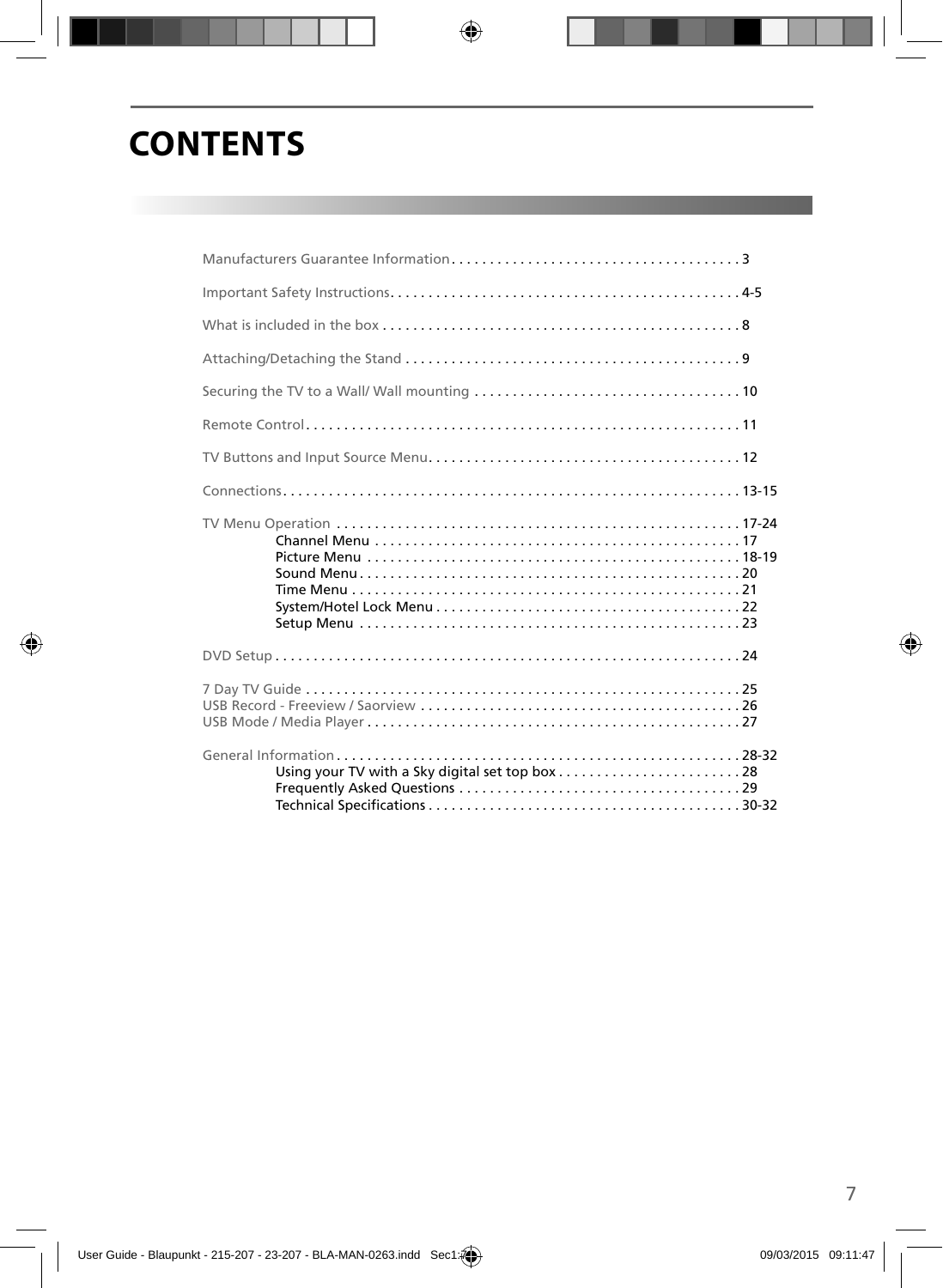# CONTENTS

Manufacturers Guarantee Information . . . . . . . . . . . . . . . . . . . . . . . . . . . . . . . . . . . . . . 3

Important Safety Instructions. . . . . . . . . . . . . . . . . . . . . . . . . . . . . . . . . . . . . . . . . . . . . 4-5

What is included in the box . . . . . . . . . . . . . . . . . . . . . . . . . . . . . . . . . . . . . . . . . . . . . . 8

Attaching/Detaching the Stand . . . . . . . . . . . . . . . . . . . . . . . . . . . . . . . . . . . . . . . . . . . . 9

Securing the TV to a Wall/ Wall mounting . . . . . . . . . . . . . . . . . . . . . . . . . . . . . . . . . . . 10

Remote Control. . . . . . . . . . . . . . . . . . . . . . . . . . . . . . . . . . . . . . . . . . . . . . . . . . . . . . . . . 11

TV Buttons and Input Source Menu. . . . . . . . . . . . . . . . . . . . . . . . . . . . . . . . . . . . . . . . . 12

Connections. . . . . . . . . . . . . . . . . . . . . . . . . . . . . . . . . . . . . . . . . . . . . . . . . . . . . . . . . . . . 13-15

TV Menu Operation . . . . . . . . . . . . . . . . . . . . . . . . . . . . . . . . . . . . . . . . . . . . . . . . . . . . . 17-24
- Channel Menu . . . . . . . . . . . . . . . . . . . . . . . . . . . . . . . . . . . . . . . . . . . . . . . . 17
- Picture Menu . . . . . . . . . . . . . . . . . . . . . . . . . . . . . . . . . . . . . . . . . . . . . . . . . 18-19
- Sound Menu . . . . . . . . . . . . . . . . . . . . . . . . . . . . . . . . . . . . . . . . . . . . . . . . . . 20
- Time Menu . . . . . . . . . . . . . . . . . . . . . . . . . . . . . . . . . . . . . . . . . . . . . . . . . . . 21
- System/Hotel Lock Menu . . . . . . . . . . . . . . . . . . . . . . . . . . . . . . . . . . . . . . . . 22
- Setup Menu . . . . . . . . . . . . . . . . . . . . . . . . . . . . . . . . . . . . . . . . . . . . . . . . . . 23

DVD Setup . . . . . . . . . . . . . . . . . . . . . . . . . . . . . . . . . . . . . . . . . . . . . . . . . . . . . . . . . . . . . 24

7 Day TV Guide . . . . . . . . . . . . . . . . . . . . . . . . . . . . . . . . . . . . . . . . . . . . . . . . . . . . . . . . . 25
USB Record - Freeview / Saorview . . . . . . . . . . . . . . . . . . . . . . . . . . . . . . . . . . . . . . . . . . 26
USB Mode / Media Player . . . . . . . . . . . . . . . . . . . . . . . . . . . . . . . . . . . . . . . . . . . . . . . . . 27

General Information . . . . . . . . . . . . . . . . . . . . . . . . . . . . . . . . . . . . . . . . . . . . . . . . . . . . . 28-32
- Using your TV with a Sky digital set top box . . . . . . . . . . . . . . . . . . . . . . . . 28
- Frequently Asked Questions . . . . . . . . . . . . . . . . . . . . . . . . . . . . . . . . . . . . . 29
- Technical Specifications . . . . . . . . . . . . . . . . . . . . . . . . . . . . . . . . . . . . . . . . . 30-32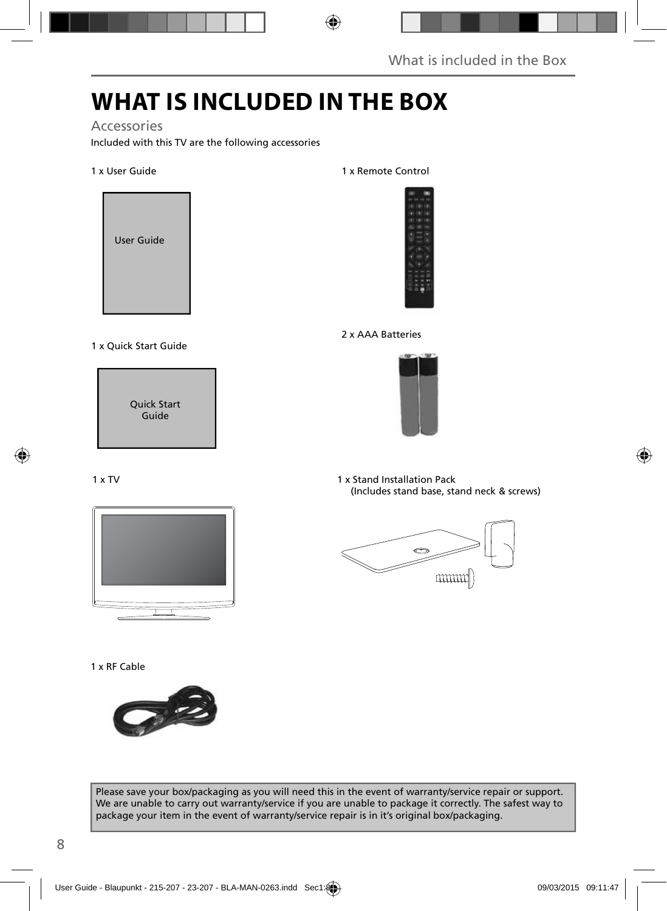# WHAT IS INCLUDED IN THE BOX

## Accessories

Included with this TV are the following accessories

1 x User Guide

User Guide

1 x Remote Control

2 x AAA Batteries

1 x Quick Start Guide

Quick Start Guide

1 x TV

1 x Stand Installation Pack
(Includes stand base, stand neck & screws)

1 x RF Cable

Please save your box/packaging as you will need this in the event of warranty/service repair or support. We are unable to carry out warranty/service if you are unable to package it correctly. The safest way to package your item in the event of warranty/service repair is in it's original box/packaging.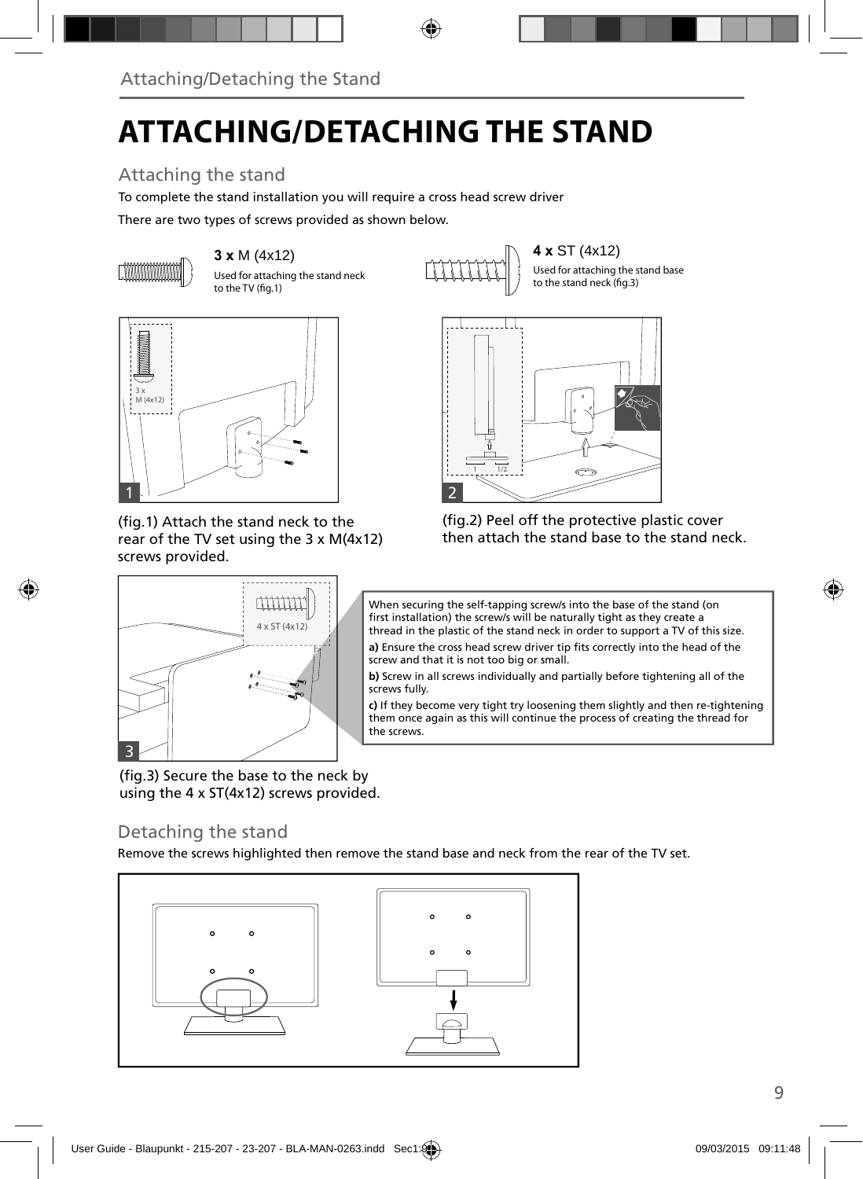# ATTACHING/DETACHING THE STAND

## Attaching the stand

To complete the stand installation you will require a cross head screw driver

There are two types of screws provided as shown below.

**3 x** M (4x12)
Used for attaching the stand neck to the TV (fig.1)

**4 x** ST (4x12)
Used for attaching the stand base to the stand neck (fig.3)

(fig.1) Attach the stand neck to the rear of the TV set using the 3 x M(4x12) screws provided.

(fig.2) Peel off the protective plastic cover then attach the stand base to the stand neck.

(fig.3) Secure the base to the neck by using the 4 x ST(4x12) screws provided.

When securing the self-tapping screw/s into the base of the stand (on first installation) the screw/s will be naturally tight as they create a thread in the plastic of the stand neck in order to support a TV of this size.

**a)** Ensure the cross head screw driver tip fits correctly into the head of the screw and that it is not too big or small.

**b)** Screw in all screws individually and partially before tightening all of the screws fully.

**c)** If they become very tight try loosening them slightly and then re-tightening them once again as this will continue the process of creating the thread for the screws.

## Detaching the stand

Remove the screws highlighted then remove the stand base and neck from the rear of the TV set.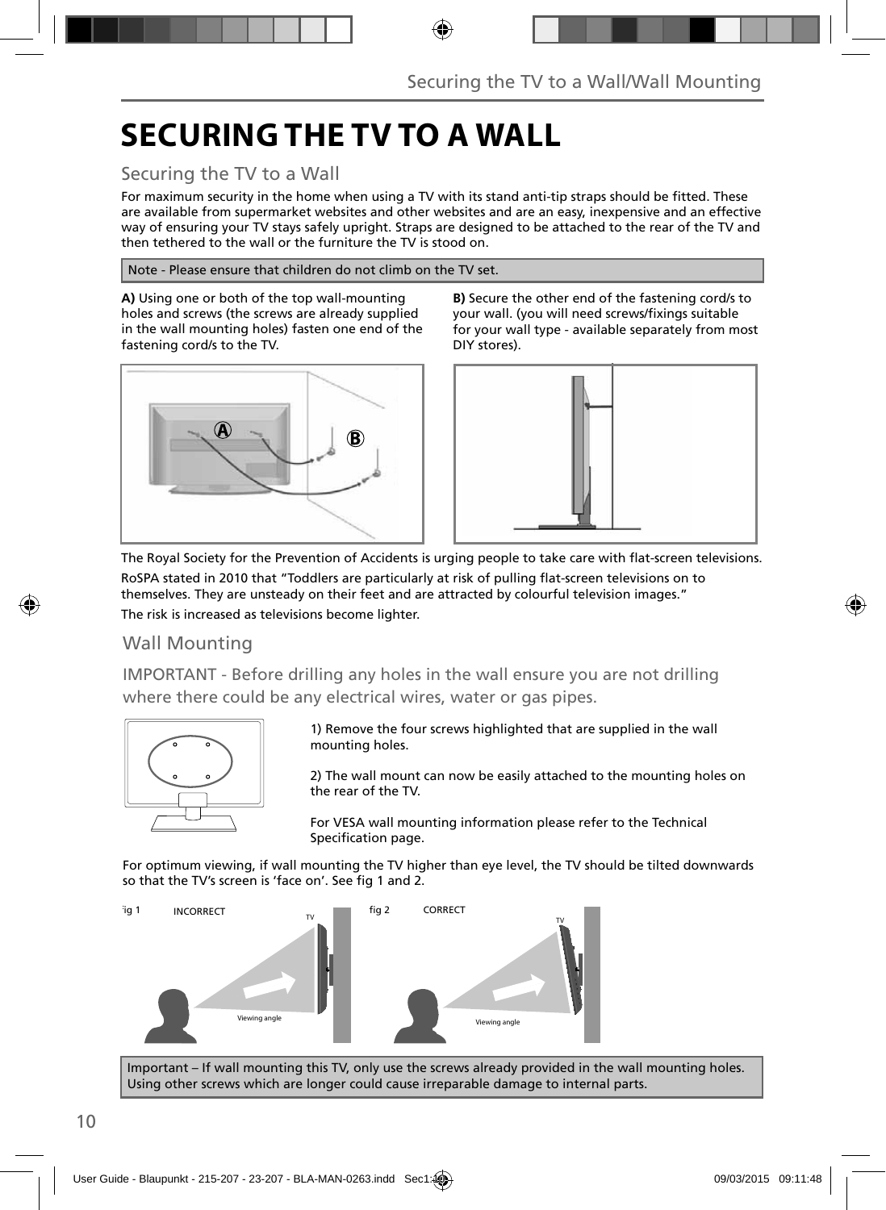# SECURING THE TV TO A WALL

## Securing the TV to a Wall

For maximum security in the home when using a TV with its stand anti-tip straps should be fitted. These are available from supermarket websites and other websites and are an easy, inexpensive and an effective way of ensuring your TV stays safely upright. Straps are designed to be attached to the rear of the TV and then tethered to the wall or the furniture the TV is stood on.

Note - Please ensure that children do not climb on the TV set.

**A)** Using one or both of the top wall-mounting holes and screws (the screws are already supplied in the wall mounting holes) fasten one end of the fastening cord/s to the TV.

**B)** Secure the other end of the fastening cord/s to your wall. (you will need screws/fixings suitable for your wall type - available separately from most DIY stores).

The Royal Society for the Prevention of Accidents is urging people to take care with flat-screen televisions.

RoSPA stated in 2010 that "Toddlers are particularly at risk of pulling flat-screen televisions on to themselves. They are unsteady on their feet and are attracted by colourful television images."

The risk is increased as televisions become lighter.

## Wall Mounting

IMPORTANT - Before drilling any holes in the wall ensure you are not drilling where there could be any electrical wires, water or gas pipes.

1) Remove the four screws highlighted that are supplied in the wall mounting holes.

2) The wall mount can now be easily attached to the mounting holes on the rear of the TV.

For VESA wall mounting information please refer to the Technical Specification page.

For optimum viewing, if wall mounting the TV higher than eye level, the TV should be tilted downwards so that the TV's screen is 'face on'. See fig 1 and 2.

fig 1 INCORRECT

fig 2 CORRECT

Important – If wall mounting this TV, only use the screws already provided in the wall mounting holes. Using other screws which are longer could cause irreparable damage to internal parts.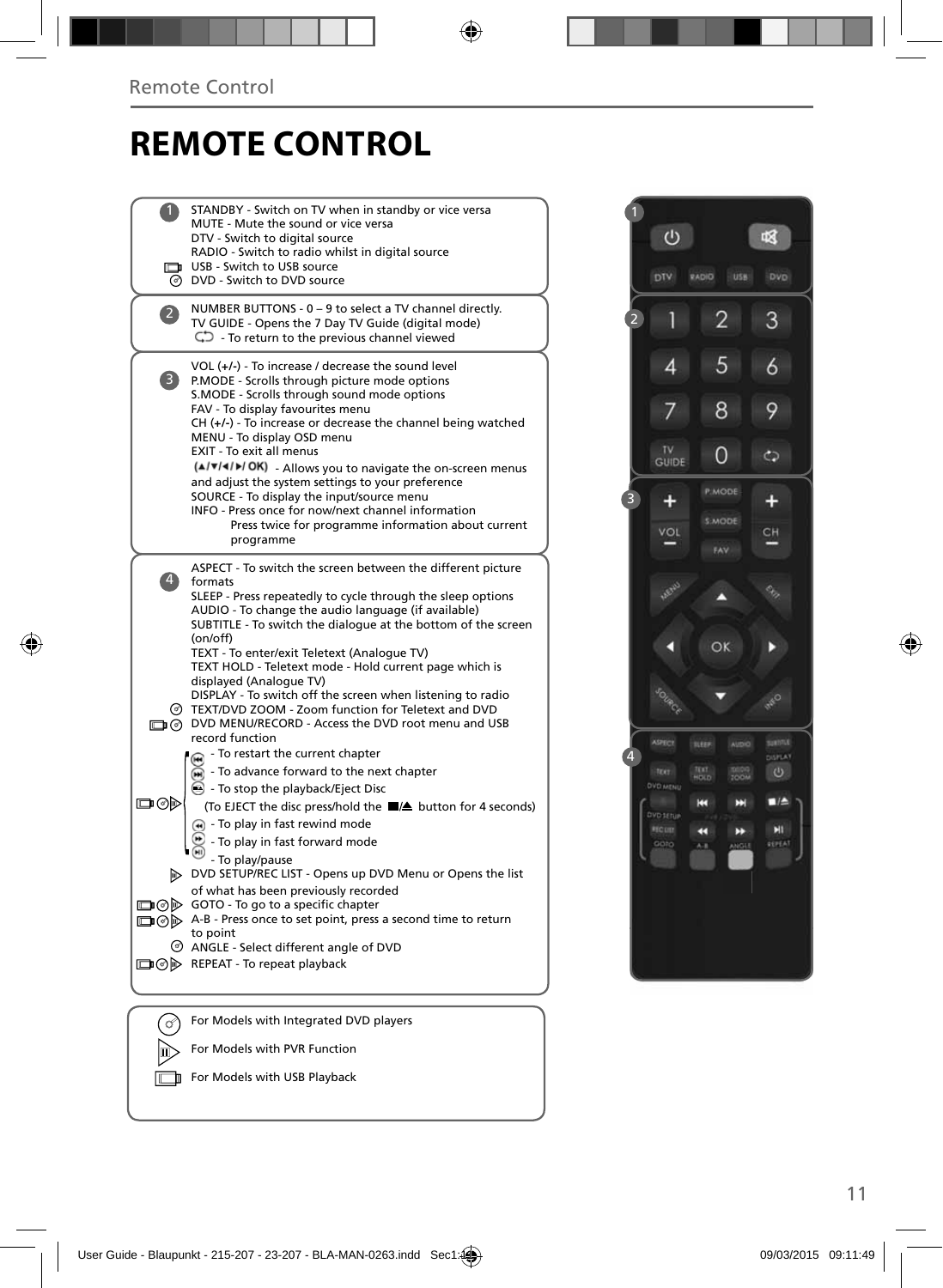# REMOTE CONTROL

**1**

STANDBY - Switch on TV when in standby or vice versa
MUTE - Mute the sound or vice versa
DTV - Switch to digital source
RADIO - Switch to radio whilst in digital source
USB - Switch to USB source
DVD - Switch to DVD source

**2**

NUMBER BUTTONS - 0 – 9 to select a TV channel directly.
TV GUIDE - Opens the 7 Day TV Guide (digital mode)
- To return to the previous channel viewed

**3**

VOL (+/-) - To increase / decrease the sound level
P.MODE - Scrolls through picture mode options
S.MODE - Scrolls through sound mode options
FAV - To display favourites menu
CH (+/-) - To increase or decrease the channel being watched
MENU - To display OSD menu
EXIT - To exit all menus
(▲/▼/◄/►/ OK) - Allows you to navigate the on-screen menus and adjust the system settings to your preference
SOURCE - To display the input/source menu
INFO - Press once for now/next channel information
Press twice for programme information about current programme

**4**

ASPECT - To switch the screen between the different picture formats
SLEEP - Press repeatedly to cycle through the sleep options
AUDIO - To change the audio language (if available)
SUBTITLE - To switch the dialogue at the bottom of the screen (on/off)
TEXT - To enter/exit Teletext (Analogue TV)
TEXT HOLD - Teletext mode - Hold current page which is displayed (Analogue TV)
DISPLAY - To switch off the screen when listening to radio
TEXT/DVD ZOOM - Zoom function for Teletext and DVD
DVD MENU/RECORD - Access the DVD root menu and USB record function
- To restart the current chapter
- To advance forward to the next chapter
- To stop the playback/Eject Disc
(To EJECT the disc press/hold the ■/⏏ button for 4 seconds)
- To play in fast rewind mode
- To play in fast forward mode
- To play/pause
DVD SETUP/REC LIST - Opens up DVD Menu or Opens the list of what has been previously recorded
GOTO - To go to a specific chapter
A-B - Press once to set point, press a second time to return to point
ANGLE - Select different angle of DVD
REPEAT - To repeat playback

For Models with Integrated DVD players
For Models with PVR Function
For Models with USB Playback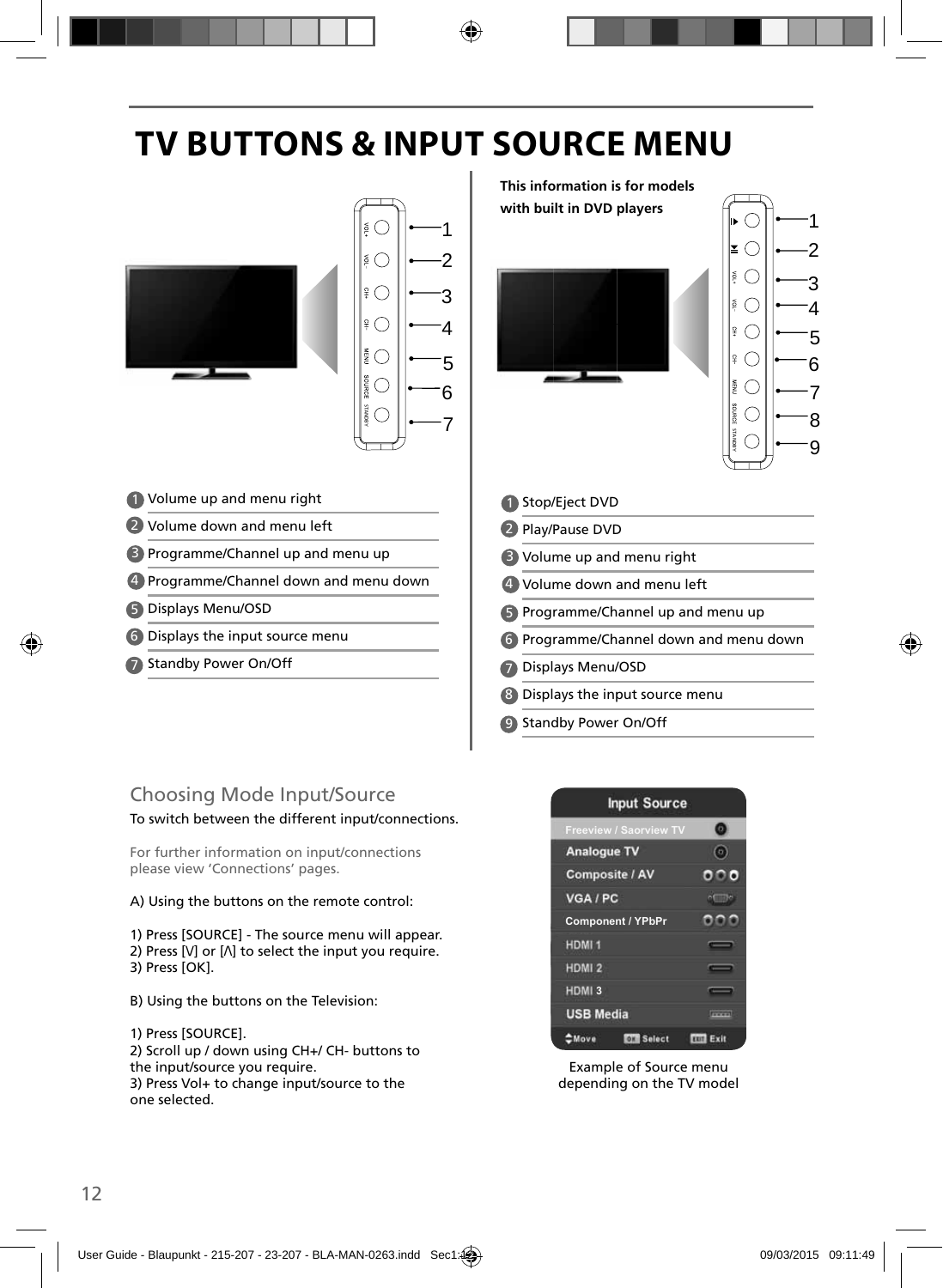# TV BUTTONS & INPUT SOURCE MENU

1. Volume up and menu right
2. Volume down and menu left
3. Programme/Channel up and menu up
4. Programme/Channel down and menu down
5. Displays Menu/OSD
6. Displays the input source menu
7. Standby Power On/Off

**This information is for models with built in DVD players**

1. Stop/Eject DVD
2. Play/Pause DVD
3. Volume up and menu right
4. Volume down and menu left
5. Programme/Channel up and menu up
6. Programme/Channel down and menu down
7. Displays Menu/OSD
8. Displays the input source menu
9. Standby Power On/Off

## Choosing Mode Input/Source

To switch between the different input/connections.

For further information on input/connections please view 'Connections' pages.

A) Using the buttons on the remote control:

1) Press [SOURCE] - The source menu will appear.
2) Press [V] or [Λ] to select the input you require.
3) Press [OK].

B) Using the buttons on the Television:

1) Press [SOURCE].
2) Scroll up / down using CH+/ CH- buttons to the input/source you require.
3) Press Vol+ to change input/source to the one selected.

Input Source
- Freeview / Saorview TV
- Analogue TV
- Composite / AV
- VGA / PC
- Component / YPbPr
- HDMI 1
- HDMI 2
- HDMI 3
- USB Media

Move | OK Select | EXIT Exit

Example of Source menu depending on the TV model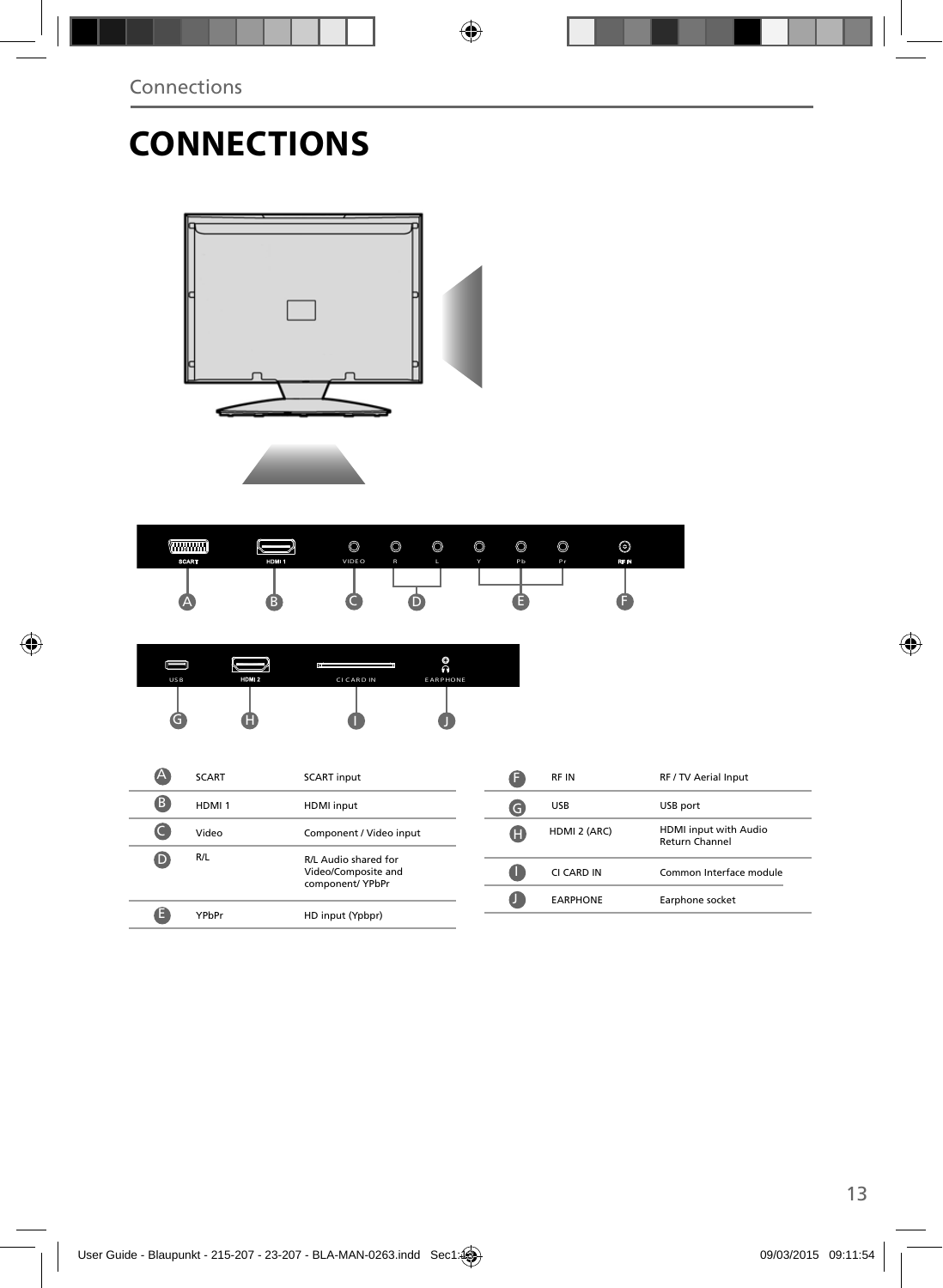# CONNECTIONS

| | | |
|---|---|---|
| A | SCART | SCART input |
| B | HDMI 1 | HDMI input |
| C | Video | Component / Video input |
| D | R/L | R/L Audio shared for Video/Composite and component/ YPbPr |
| E | YPbPr | HD input (Ypbpr) |

| | | |
|---|---|---|
| F | RF IN | RF / TV Aerial Input |
| G | USB | USB port |
| H | HDMI 2 (ARC) | HDMI input with Audio Return Channel |
| I | CI CARD IN | Common Interface module |
| J | EARPHONE | Earphone socket |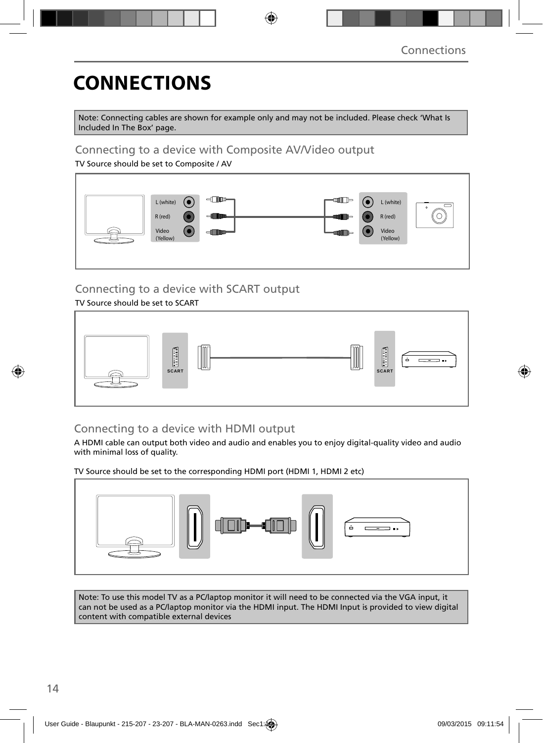# CONNECTIONS

Note: Connecting cables are shown for example only and may not be included. Please check 'What Is Included In The Box' page.

## Connecting to a device with Composite AV/Video output

TV Source should be set to Composite / AV

L (white)
R (red)
Video (Yellow)

L (white)
R (red)
Video (Yellow)

## Connecting to a device with SCART output

TV Source should be set to SCART

SCART

SCART

## Connecting to a device with HDMI output

A HDMI cable can output both video and audio and enables you to enjoy digital-quality video and audio with minimal loss of quality.

TV Source should be set to the corresponding HDMI port (HDMI 1, HDMI 2 etc)

Note: To use this model TV as a PC/laptop monitor it will need to be connected via the VGA input, it can not be used as a PC/laptop monitor via the HDMI input. The HDMI Input is provided to view digital content with compatible external devices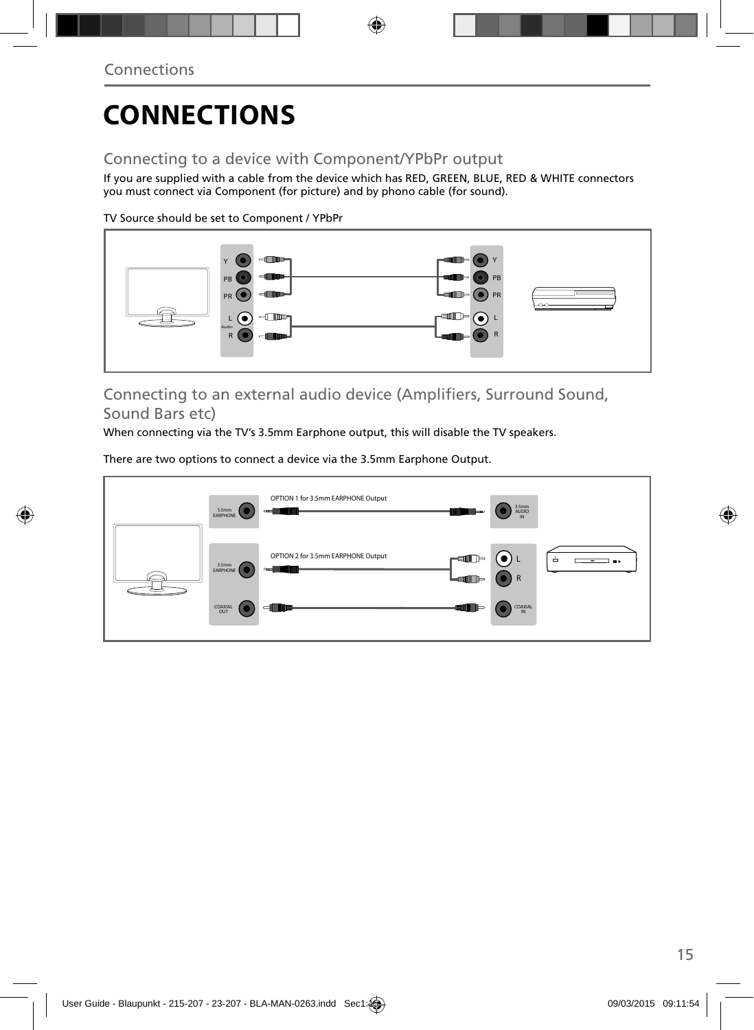# CONNECTIONS

## Connecting to a device with Component/YPbPr output

If you are supplied with a cable from the device which has RED, GREEN, BLUE, RED & WHITE connectors you must connect via Component (for picture) and by phono cable (for sound).

TV Source should be set to Component / YPbPr

## Connecting to an external audio device (Amplifiers, Surround Sound, Sound Bars etc)

When connecting via the TV's 3.5mm Earphone output, this will disable the TV speakers.

There are two options to connect a device via the 3.5mm Earphone Output.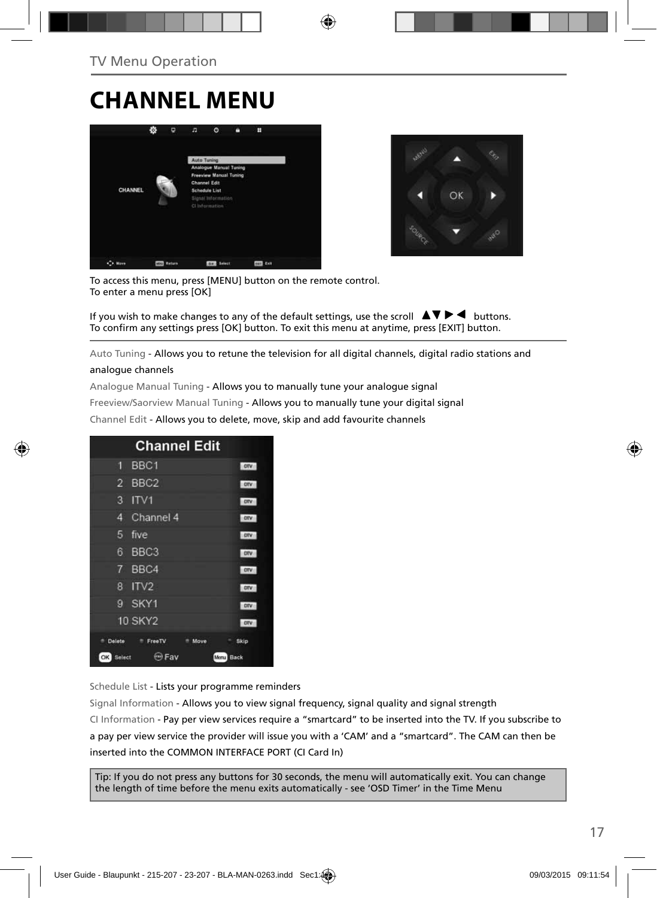TV Menu Operation

# CHANNEL MENU

To access this menu, press [MENU] button on the remote control.
To enter a menu press [OK]

If you wish to make changes to any of the default settings, use the scroll ▲▼ ▶ ◀ buttons.
To confirm any settings press [OK] button. To exit this menu at anytime, press [EXIT] button.

Auto Tuning - Allows you to retune the television for all digital channels, digital radio stations and analogue channels

Analogue Manual Tuning - Allows you to manually tune your analogue signal

Freeview/Saorview Manual Tuning - Allows you to manually tune your digital signal

Channel Edit - Allows you to delete, move, skip and add favourite channels

Schedule List - Lists your programme reminders

Signal Information - Allows you to view signal frequency, signal quality and signal strength

CI Information - Pay per view services require a "smartcard" to be inserted into the TV. If you subscribe to a pay per view service the provider will issue you with a 'CAM' and a "smartcard". The CAM can then be inserted into the COMMON INTERFACE PORT (CI Card In)

Tip: If you do not press any buttons for 30 seconds, the menu will automatically exit. You can change the length of time before the menu exits automatically - see 'OSD Timer' in the Time Menu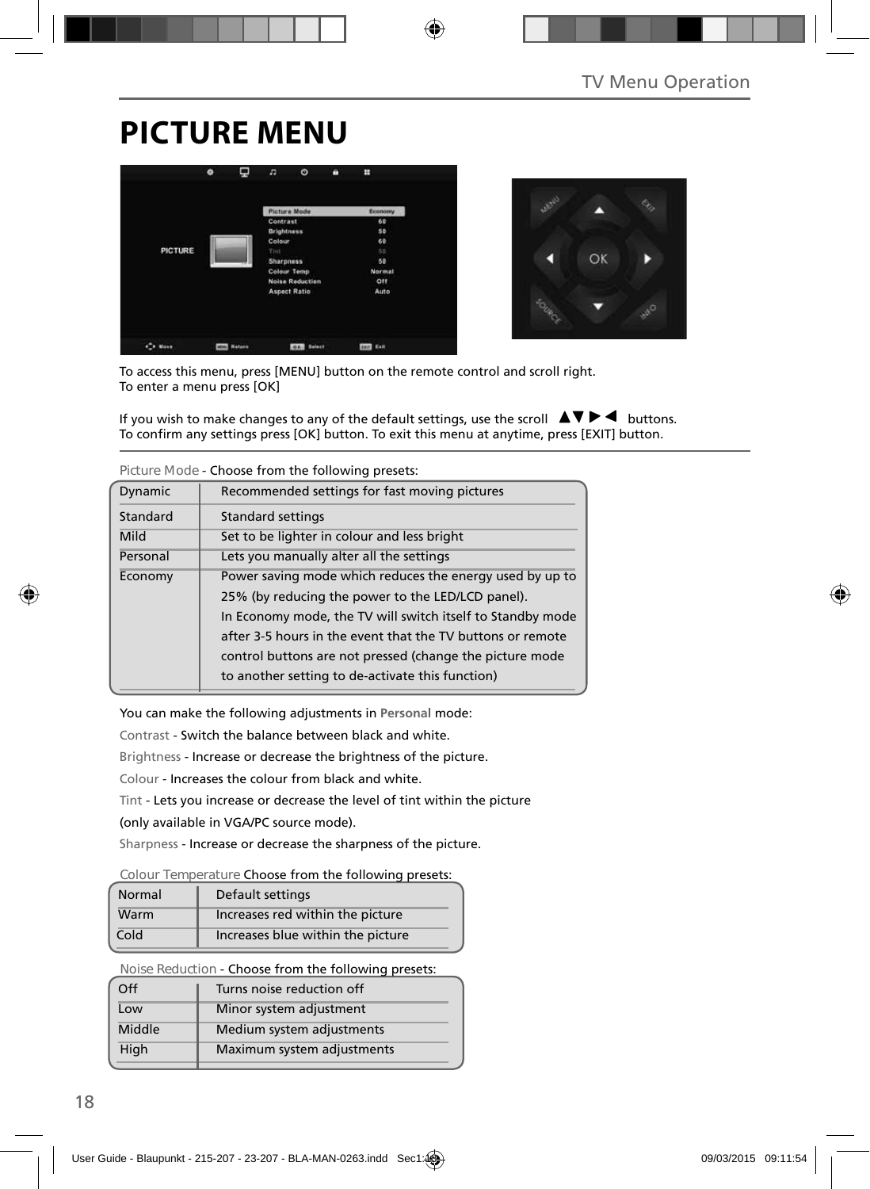# PICTURE MENU

To access this menu, press [MENU] button on the remote control and scroll right.
To enter a menu press [OK]

If you wish to make changes to any of the default settings, use the scroll ▲▼▶◀ buttons.
To confirm any settings press [OK] button. To exit this menu at anytime, press [EXIT] button.

Picture Mode - Choose from the following presets:

| | |
|---|---|
| Dynamic | Recommended settings for fast moving pictures |
| Standard | Standard settings |
| Mild | Set to be lighter in colour and less bright |
| Personal | Lets you manually alter all the settings |
| Economy | Power saving mode which reduces the energy used by up to 25% (by reducing the power to the LED/LCD panel). In Economy mode, the TV will switch itself to Standby mode after 3-5 hours in the event that the TV buttons or remote control buttons are not pressed (change the picture mode to another setting to de-activate this function) |

You can make the following adjustments in **Personal** mode:

Contrast - Switch the balance between black and white.

Brightness - Increase or decrease the brightness of the picture.

Colour - Increases the colour from black and white.

Tint - Lets you increase or decrease the level of tint within the picture (only available in VGA/PC source mode).

Sharpness - Increase or decrease the sharpness of the picture.

Colour Temperature Choose from the following presets:

| | |
|---|---|
| Normal | Default settings |
| Warm | Increases red within the picture |
| Cold | Increases blue within the picture |

Noise Reduction - Choose from the following presets:

| | |
|---|---|
| Off | Turns noise reduction off |
| Low | Minor system adjustment |
| Middle | Medium system adjustments |
| High | Maximum system adjustments |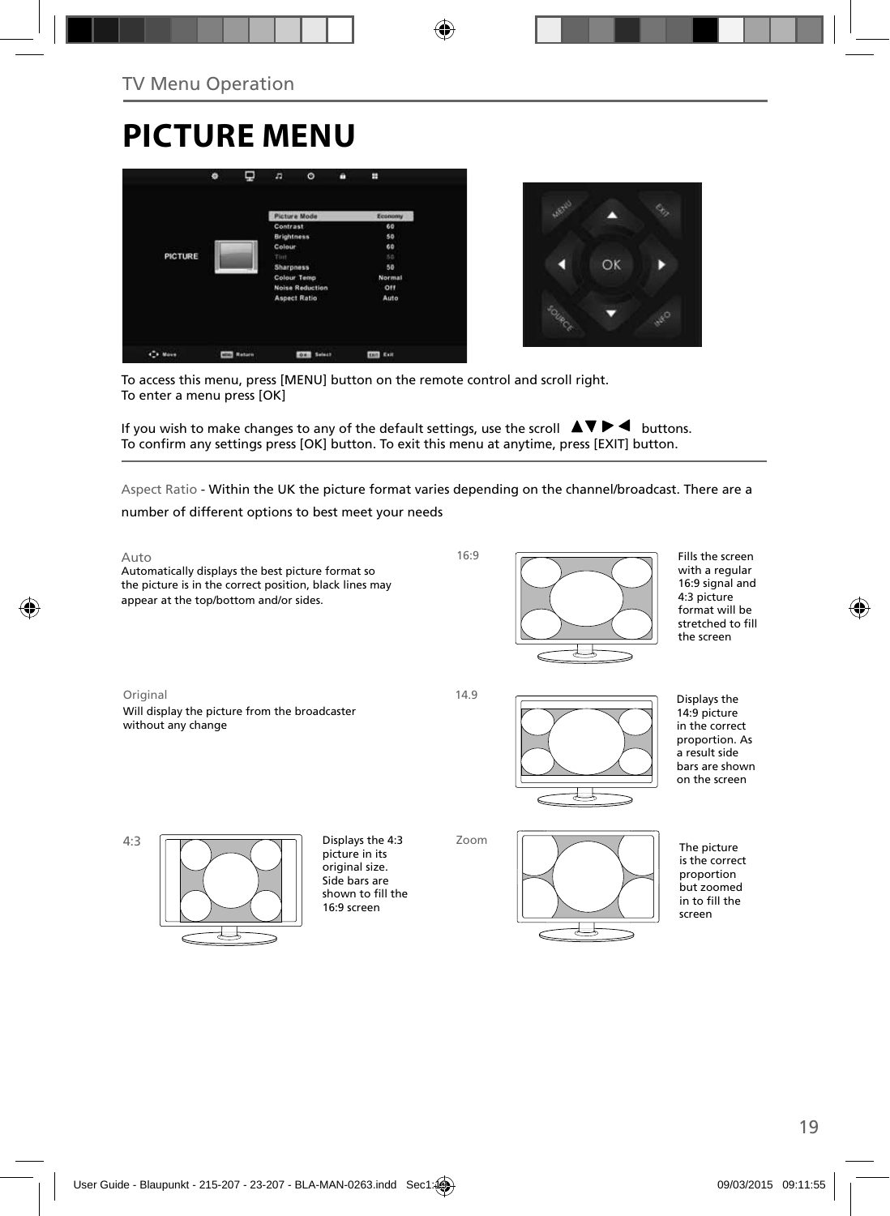TV Menu Operation

# PICTURE MENU

To access this menu, press [MENU] button on the remote control and scroll right.
To enter a menu press [OK]

If you wish to make changes to any of the default settings, use the scroll ▲▼▶◀ buttons.
To confirm any settings press [OK] button. To exit this menu at anytime, press [EXIT] button.

Aspect Ratio - Within the UK the picture format varies depending on the channel/broadcast. There are a number of different options to best meet your needs

**Auto**
Automatically displays the best picture format so the picture is in the correct position, black lines may appear at the top/bottom and/or sides.

**16:9**
Fills the screen with a regular 16:9 signal and 4:3 picture format will be stretched to fill the screen

**Original**
Will display the picture from the broadcaster without any change

**14.9**
Displays the 14:9 picture in the correct proportion. As a result side bars are shown on the screen

**4:3**
Displays the 4:3 picture in its original size. Side bars are shown to fill the 16:9 screen

**Zoom**
The picture is the correct proportion but zoomed in to fill the screen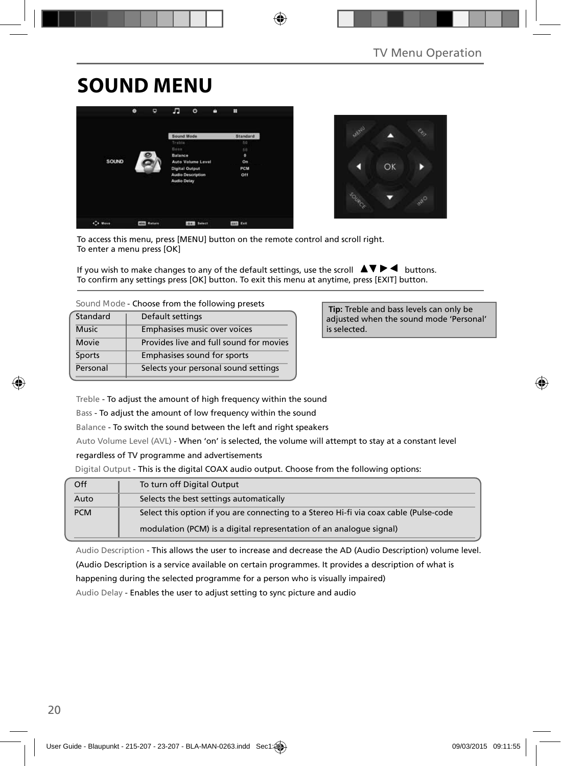# SOUND MENU

To access this menu, press [MENU] button on the remote control and scroll right.
To enter a menu press [OK]

If you wish to make changes to any of the default settings, use the scroll ▲▼▶◀ buttons.
To confirm any settings press [OK] button. To exit this menu at anytime, press [EXIT] button.

Sound Mode - Choose from the following presets

| Standard | Default settings |
|---|---|
| Music | Emphasises music over voices |
| Movie | Provides live and full sound for movies |
| Sports | Emphasises sound for sports |
| Personal | Selects your personal sound settings |

**Tip:** Treble and bass levels can only be adjusted when the sound mode 'Personal' is selected.

Treble - To adjust the amount of high frequency within the sound

Bass - To adjust the amount of low frequency within the sound

Balance - To switch the sound between the left and right speakers

Auto Volume Level (AVL) - When 'on' is selected, the volume will attempt to stay at a constant level regardless of TV programme and advertisements

Digital Output - This is the digital COAX audio output. Choose from the following options:

| Off | To turn off Digital Output |
|---|---|
| Auto | Selects the best settings automatically |
| PCM | Select this option if you are connecting to a Stereo Hi-fi via coax cable (Pulse-code modulation (PCM) is a digital representation of an analogue signal) |

Audio Description - This allows the user to increase and decrease the AD (Audio Description) volume level. (Audio Description is a service available on certain programmes. It provides a description of what is happening during the selected programme for a person who is visually impaired)

Audio Delay - Enables the user to adjust setting to sync picture and audio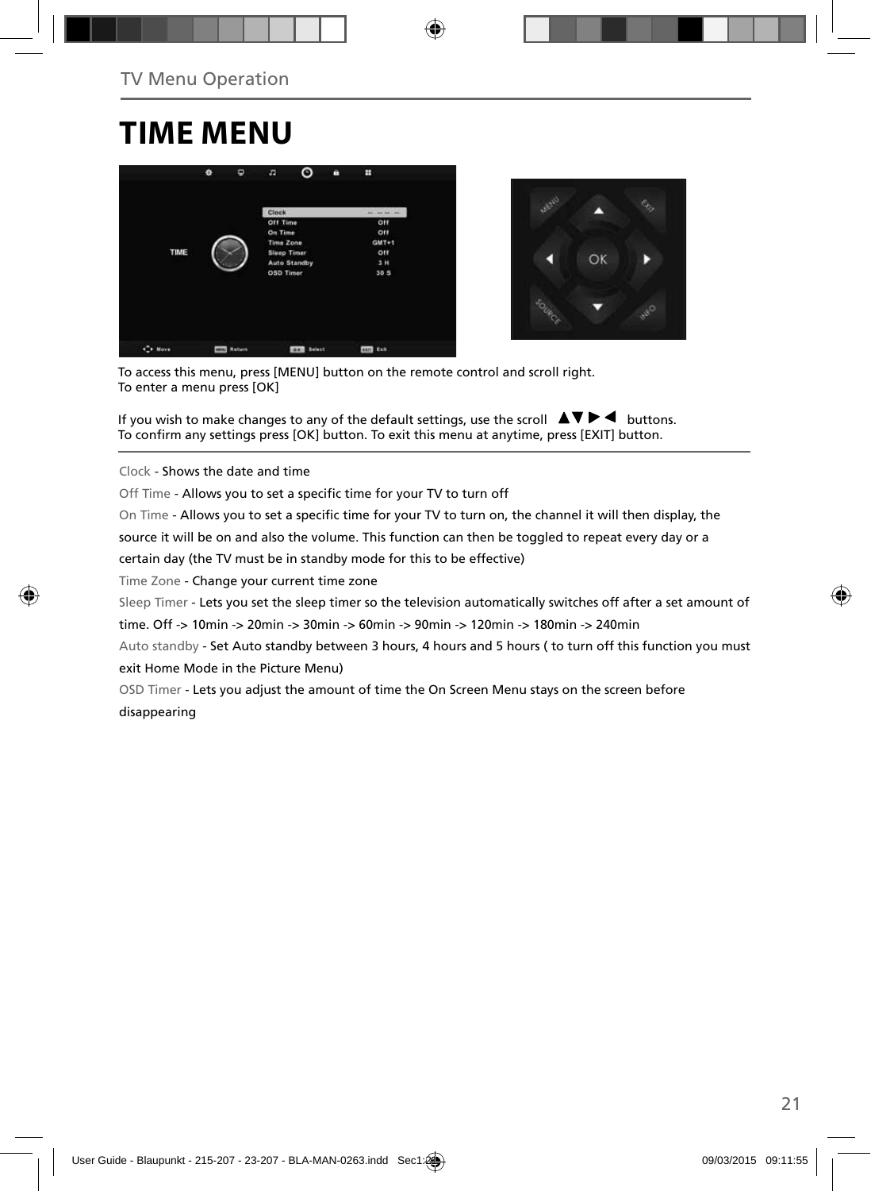TV Menu Operation

# TIME MENU

To access this menu, press [MENU] button on the remote control and scroll right.
To enter a menu press [OK]

If you wish to make changes to any of the default settings, use the scroll ▲▼▶◀ buttons.
To confirm any settings press [OK] button. To exit this menu at anytime, press [EXIT] button.

Clock - Shows the date and time

Off Time - Allows you to set a specific time for your TV to turn off

On Time - Allows you to set a specific time for your TV to turn on, the channel it will then display, the source it will be on and also the volume. This function can then be toggled to repeat every day or a certain day (the TV must be in standby mode for this to be effective)

Time Zone - Change your current time zone

Sleep Timer - Lets you set the sleep timer so the television automatically switches off after a set amount of time. Off -> 10min -> 20min -> 30min -> 60min -> 90min -> 120min -> 180min -> 240min

Auto standby - Set Auto standby between 3 hours, 4 hours and 5 hours ( to turn off this function you must exit Home Mode in the Picture Menu)

OSD Timer - Lets you adjust the amount of time the On Screen Menu stays on the screen before disappearing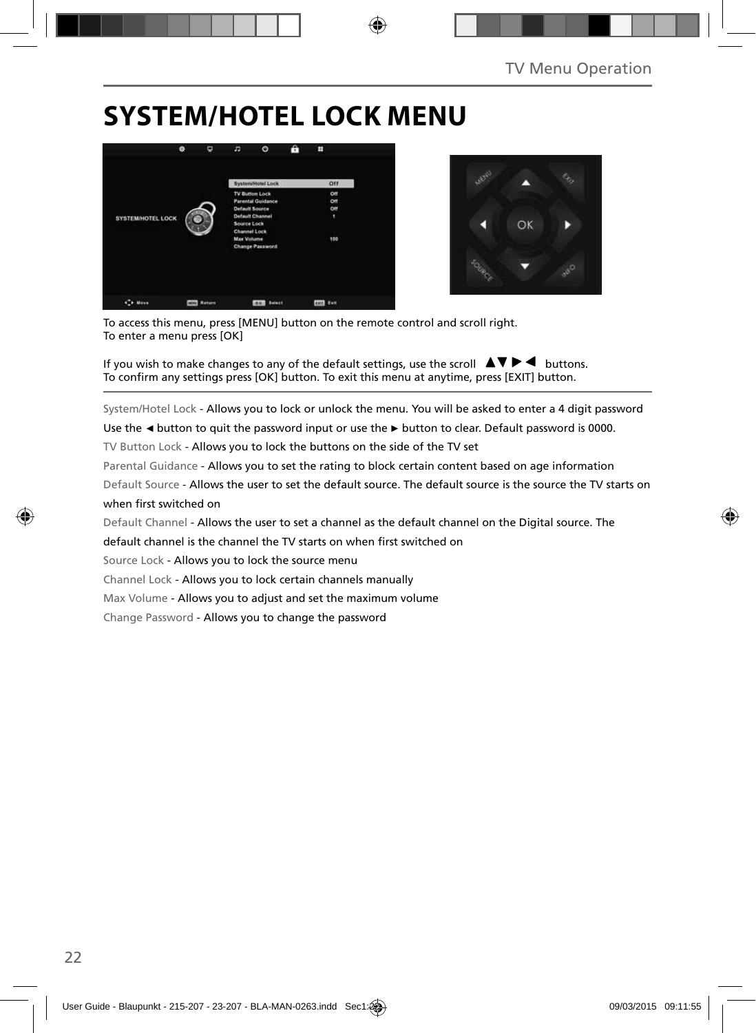# SYSTEM/HOTEL LOCK MENU

To access this menu, press [MENU] button on the remote control and scroll right.
To enter a menu press [OK]

If you wish to make changes to any of the default settings, use the scroll ▲▼ ▶ ◀ buttons.
To confirm any settings press [OK] button. To exit this menu at anytime, press [EXIT] button.

System/Hotel Lock - Allows you to lock or unlock the menu. You will be asked to enter a 4 digit password
Use the ◄ button to quit the password input or use the ► button to clear. Default password is 0000.

TV Button Lock - Allows you to lock the buttons on the side of the TV set

Parental Guidance - Allows you to set the rating to block certain content based on age information

Default Source - Allows the user to set the default source. The default source is the source the TV starts on when first switched on

Default Channel - Allows the user to set a channel as the default channel on the Digital source. The default channel is the channel the TV starts on when first switched on

Source Lock - Allows you to lock the source menu

Channel Lock - Allows you to lock certain channels manually

Max Volume - Allows you to adjust and set the maximum volume

Change Password - Allows you to change the password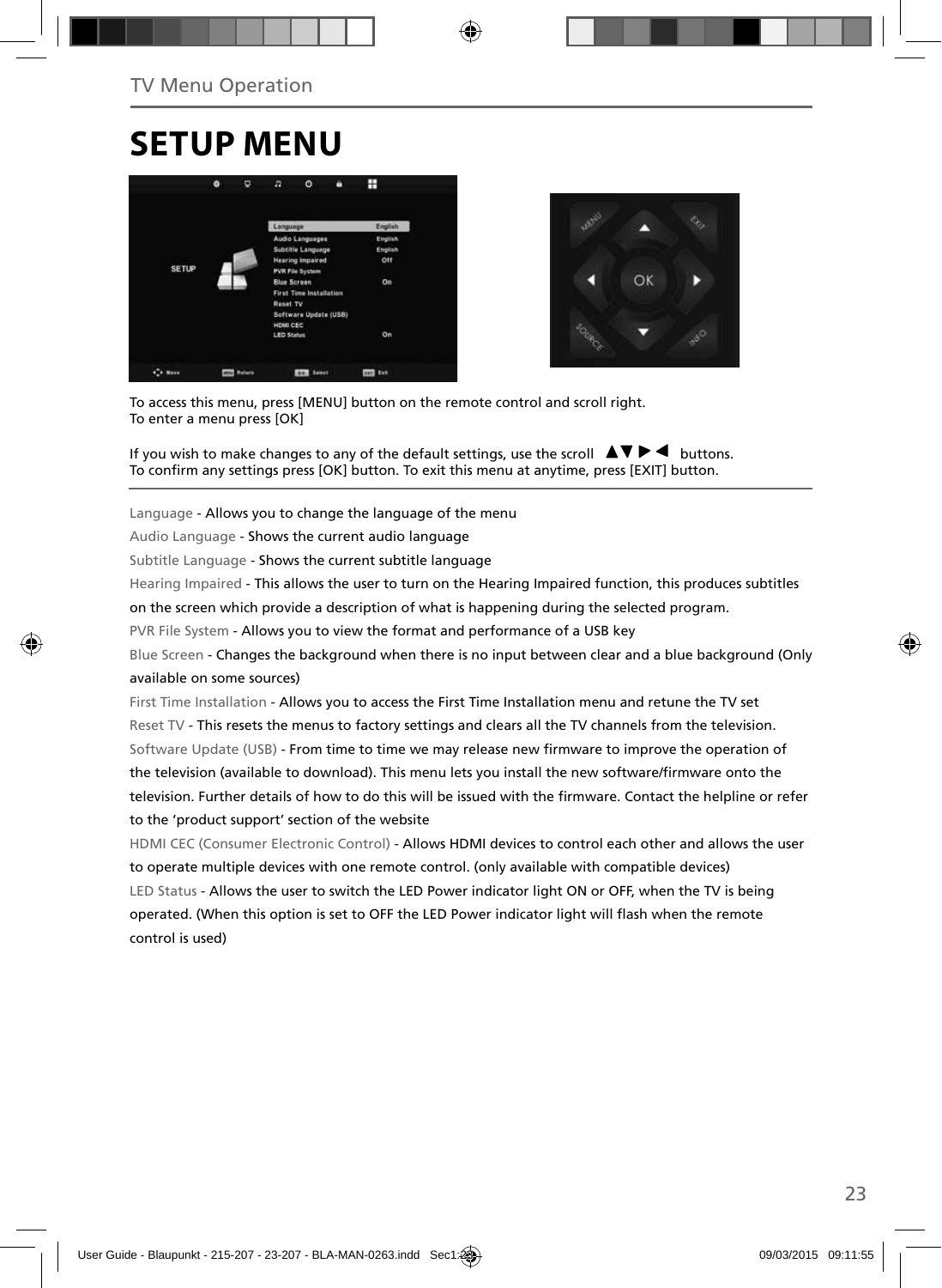TV Menu Operation

# SETUP MENU

To access this menu, press [MENU] button on the remote control and scroll right.
To enter a menu press [OK]

If you wish to make changes to any of the default settings, use the scroll ▲▼▶◀ buttons.
To confirm any settings press [OK] button. To exit this menu at anytime, press [EXIT] button.

Language - Allows you to change the language of the menu

Audio Language - Shows the current audio language

Subtitle Language - Shows the current subtitle language

Hearing Impaired - This allows the user to turn on the Hearing Impaired function, this produces subtitles on the screen which provide a description of what is happening during the selected program.

PVR File System - Allows you to view the format and performance of a USB key

Blue Screen - Changes the background when there is no input between clear and a blue background (Only available on some sources)

First Time Installation - Allows you to access the First Time Installation menu and retune the TV set

Reset TV - This resets the menus to factory settings and clears all the TV channels from the television.

Software Update (USB) - From time to time we may release new firmware to improve the operation of the television (available to download). This menu lets you install the new software/firmware onto the television. Further details of how to do this will be issued with the firmware. Contact the helpline or refer to the 'product support' section of the website

HDMI CEC (Consumer Electronic Control) - Allows HDMI devices to control each other and allows the user to operate multiple devices with one remote control. (only available with compatible devices)

LED Status - Allows the user to switch the LED Power indicator light ON or OFF, when the TV is being operated. (When this option is set to OFF the LED Power indicator light will flash when the remote control is used)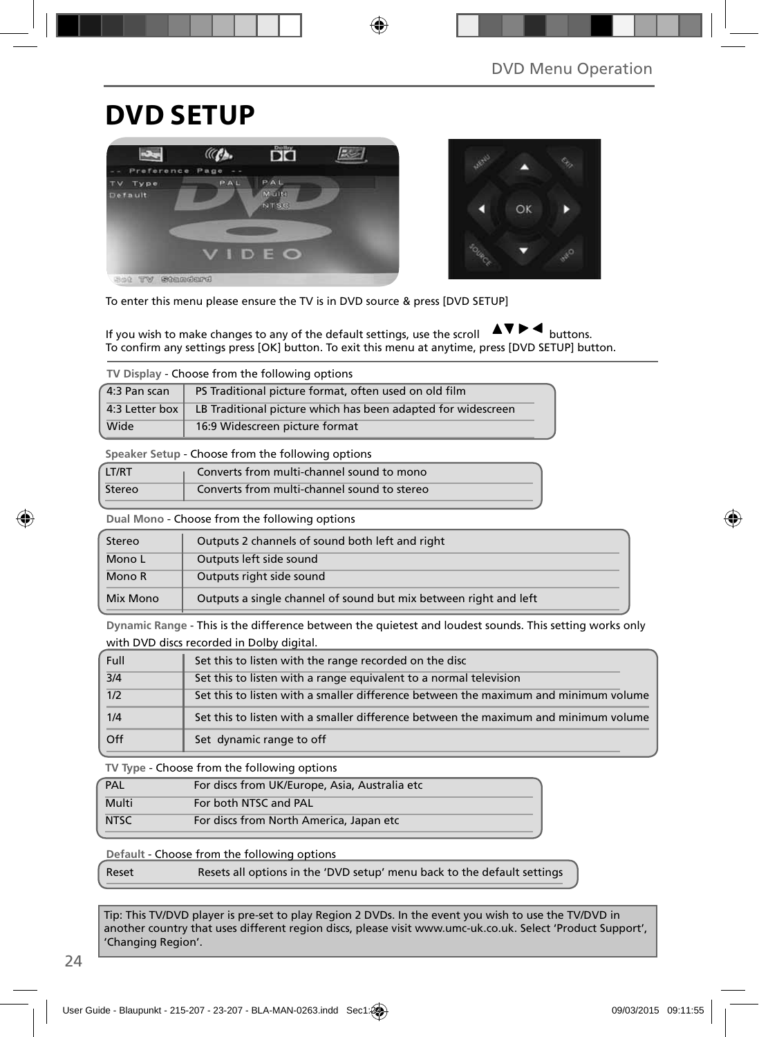# DVD SETUP

To enter this menu please ensure the TV is in DVD source & press [DVD SETUP]

If you wish to make changes to any of the default settings, use the scroll ▲▼▶◀ buttons.
To confirm any settings press [OK] button. To exit this menu at anytime, press [DVD SETUP] button.

**TV Display** - Choose from the following options

| | |
|---|---|
| 4:3 Pan scan | PS Traditional picture format, often used on old film |
| 4:3 Letter box | LB Traditional picture which has been adapted for widescreen |
| Wide | 16:9 Widescreen picture format |

**Speaker Setup** - Choose from the following options

| | |
|---|---|
| LT/RT | Converts from multi-channel sound to mono |
| Stereo | Converts from multi-channel sound to stereo |

**Dual Mono** - Choose from the following options

| | |
|---|---|
| Stereo | Outputs 2 channels of sound both left and right |
| Mono L | Outputs left side sound |
| Mono R | Outputs right side sound |
| Mix Mono | Outputs a single channel of sound but mix between right and left |

**Dynamic Range** - This is the difference between the quietest and loudest sounds. This setting works only with DVD discs recorded in Dolby digital.

| | |
|---|---|
| Full | Set this to listen with the range recorded on the disc |
| 3/4 | Set this to listen with a range equivalent to a normal television |
| 1/2 | Set this to listen with a smaller difference between the maximum and minimum volume |
| 1/4 | Set this to listen with a smaller difference between the maximum and minimum volume |
| Off | Set dynamic range to off |

**TV Type** - Choose from the following options

| | |
|---|---|
| PAL | For discs from UK/Europe, Asia, Australia etc |
| Multi | For both NTSC and PAL |
| NTSC | For discs from North America, Japan etc |

**Default** - Choose from the following options

| | |
|---|---|
| Reset | Resets all options in the 'DVD setup' menu back to the default settings |

Tip: This TV/DVD player is pre-set to play Region 2 DVDs. In the event you wish to use the TV/DVD in another country that uses different region discs, please visit www.umc-uk.co.uk. Select 'Product Support', 'Changing Region'.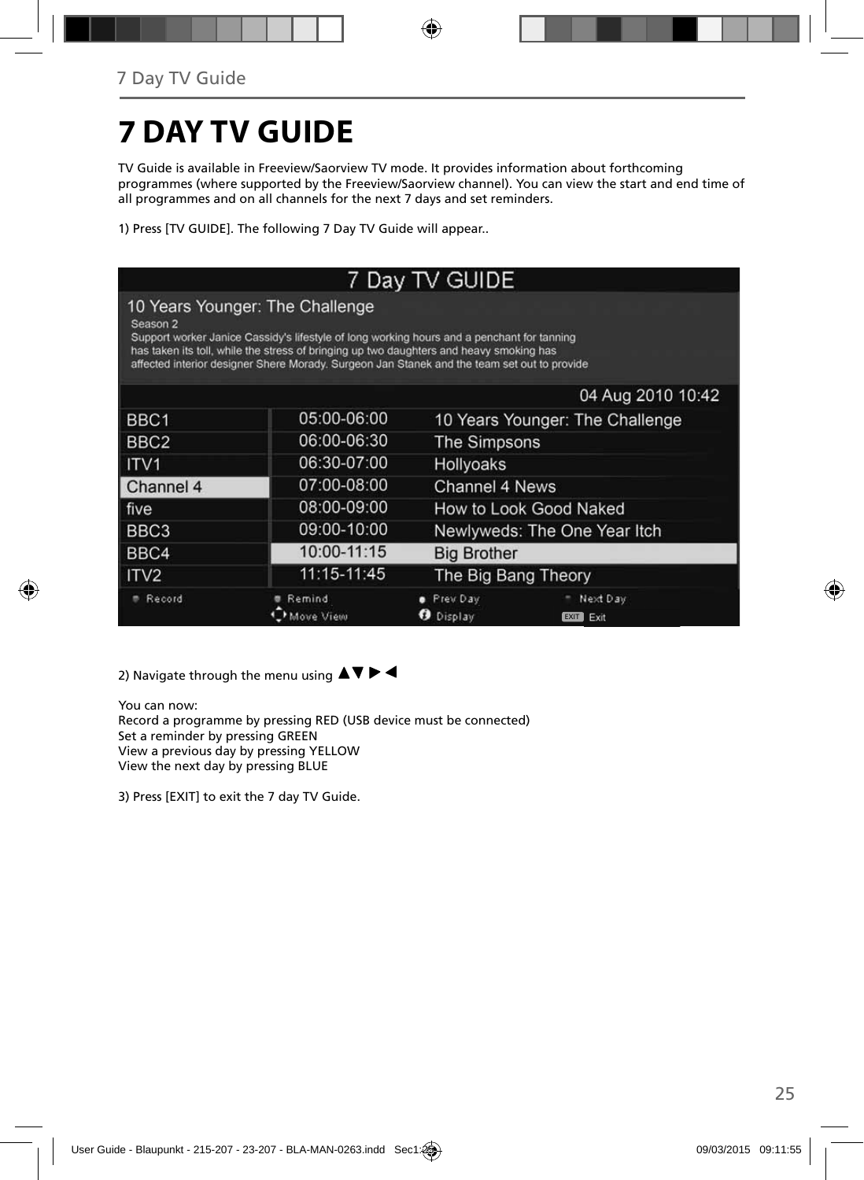# 7 DAY TV GUIDE

TV Guide is available in Freeview/Saorview TV mode. It provides information about forthcoming programmes (where supported by the Freeview/Saorview channel). You can view the start and end time of all programmes and on all channels for the next 7 days and set reminders.

1) Press [TV GUIDE]. The following 7 Day TV Guide will appear..

2) Navigate through the menu using ▲▼ ▶ ◀

You can now:
Record a programme by pressing RED (USB device must be connected)
Set a reminder by pressing GREEN
View a previous day by pressing YELLOW
View the next day by pressing BLUE

3) Press [EXIT] to exit the 7 day TV Guide.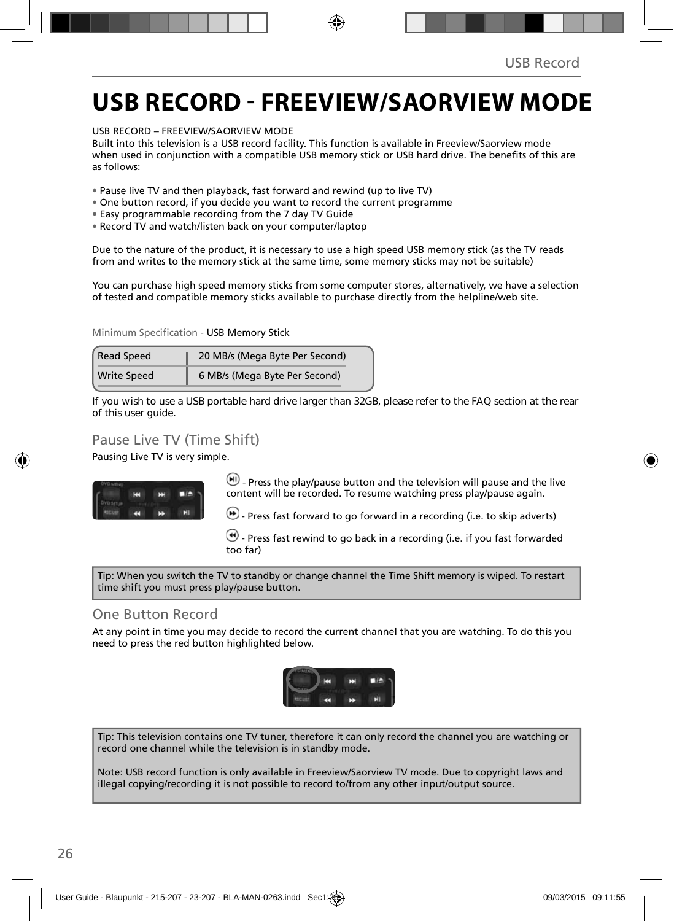# USB RECORD - FREEVIEW/SAORVIEW MODE

USB RECORD – FREEVIEW/SAORVIEW MODE
Built into this television is a USB record facility. This function is available in Freeview/Saorview mode when used in conjunction with a compatible USB memory stick or USB hard drive. The benefits of this are as follows:

- Pause live TV and then playback, fast forward and rewind (up to live TV)
- One button record, if you decide you want to record the current programme
- Easy programmable recording from the 7 day TV Guide
- Record TV and watch/listen back on your computer/laptop

Due to the nature of the product, it is necessary to use a high speed USB memory stick (as the TV reads from and writes to the memory stick at the same time, some memory sticks may not be suitable)

You can purchase high speed memory sticks from some computer stores, alternatively, we have a selection of tested and compatible memory sticks available to purchase directly from the helpline/web site.

Minimum Specification - USB Memory Stick

| Read Speed | 20 MB/s (Mega Byte Per Second) |
|---|---|
| Write Speed | 6 MB/s (Mega Byte Per Second) |

If you wish to use a USB portable hard drive larger than 32GB, please refer to the FAQ section at the rear of this user guide.

## Pause Live TV (Time Shift)

Pausing Live TV is very simple.

- Press the play/pause button and the television will pause and the live content will be recorded. To resume watching press play/pause again.

- Press fast forward to go forward in a recording (i.e. to skip adverts)

- Press fast rewind to go back in a recording (i.e. if you fast forwarded too far)

Tip: When you switch the TV to standby or change channel the Time Shift memory is wiped. To restart time shift you must press play/pause button.

## One Button Record

At any point in time you may decide to record the current channel that you are watching. To do this you need to press the red button highlighted below.

Tip: This television contains one TV tuner, therefore it can only record the channel you are watching or record one channel while the television is in standby mode.

Note: USB record function is only available in Freeview/Saorview TV mode. Due to copyright laws and illegal copying/recording it is not possible to record to/from any other input/output source.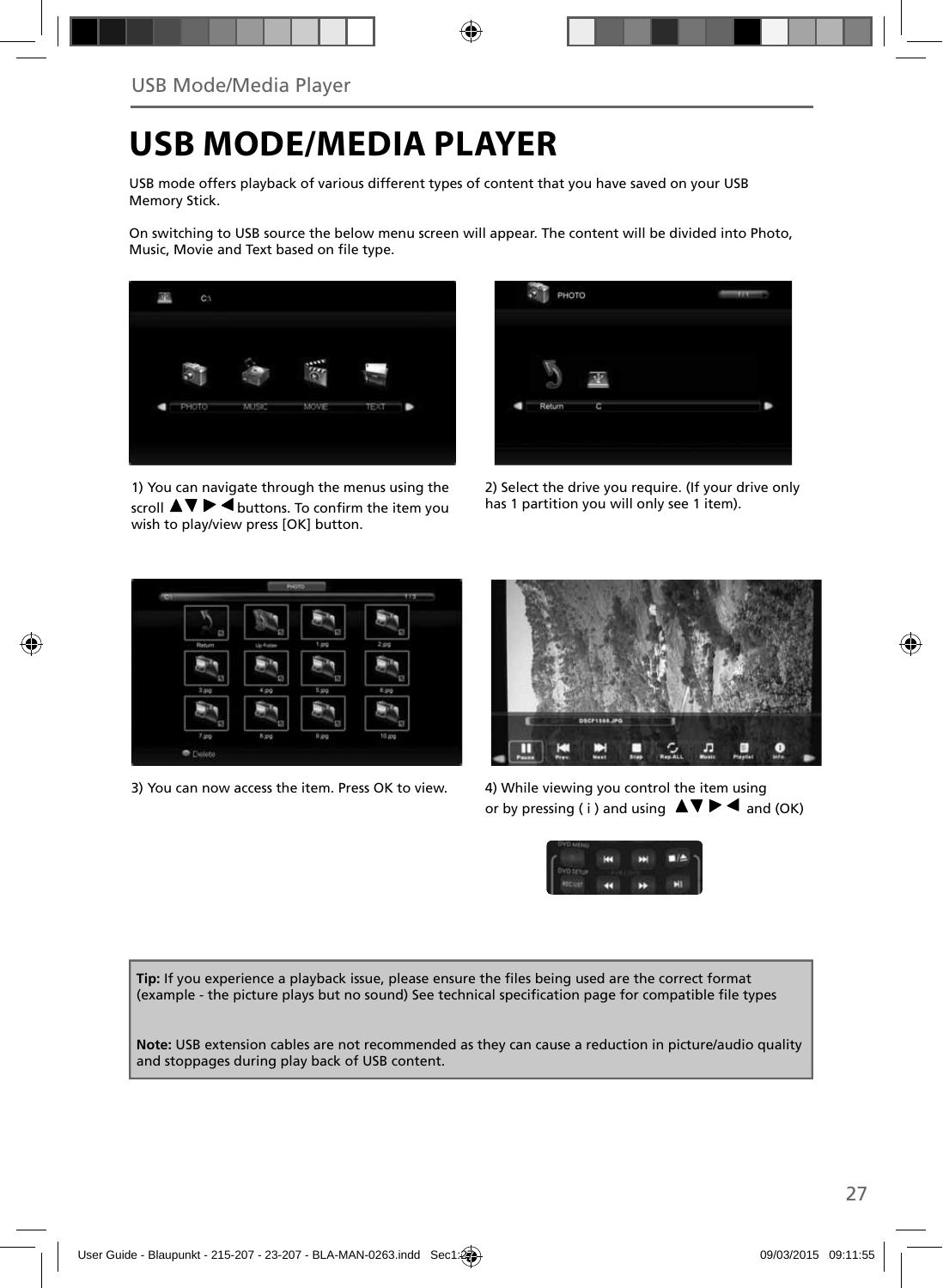# USB MODE/MEDIA PLAYER

USB mode offers playback of various different types of content that you have saved on your USB Memory Stick.

On switching to USB source the below menu screen will appear. The content will be divided into Photo, Music, Movie and Text based on file type.

1) You can navigate through the menus using the scroll ▲▼ ▶ ◀ buttons. To confirm the item you wish to play/view press [OK] button.

2) Select the drive you require. (If your drive only has 1 partition you will only see 1 item).

3) You can now access the item. Press OK to view.

4) While viewing you control the item using or by pressing ( i ) and using ▲▼ ▶ ◀ and (OK)

**Tip:** If you experience a playback issue, please ensure the files being used are the correct format (example - the picture plays but no sound) See technical specification page for compatible file types

**Note:** USB extension cables are not recommended as they can cause a reduction in picture/audio quality and stoppages during play back of USB content.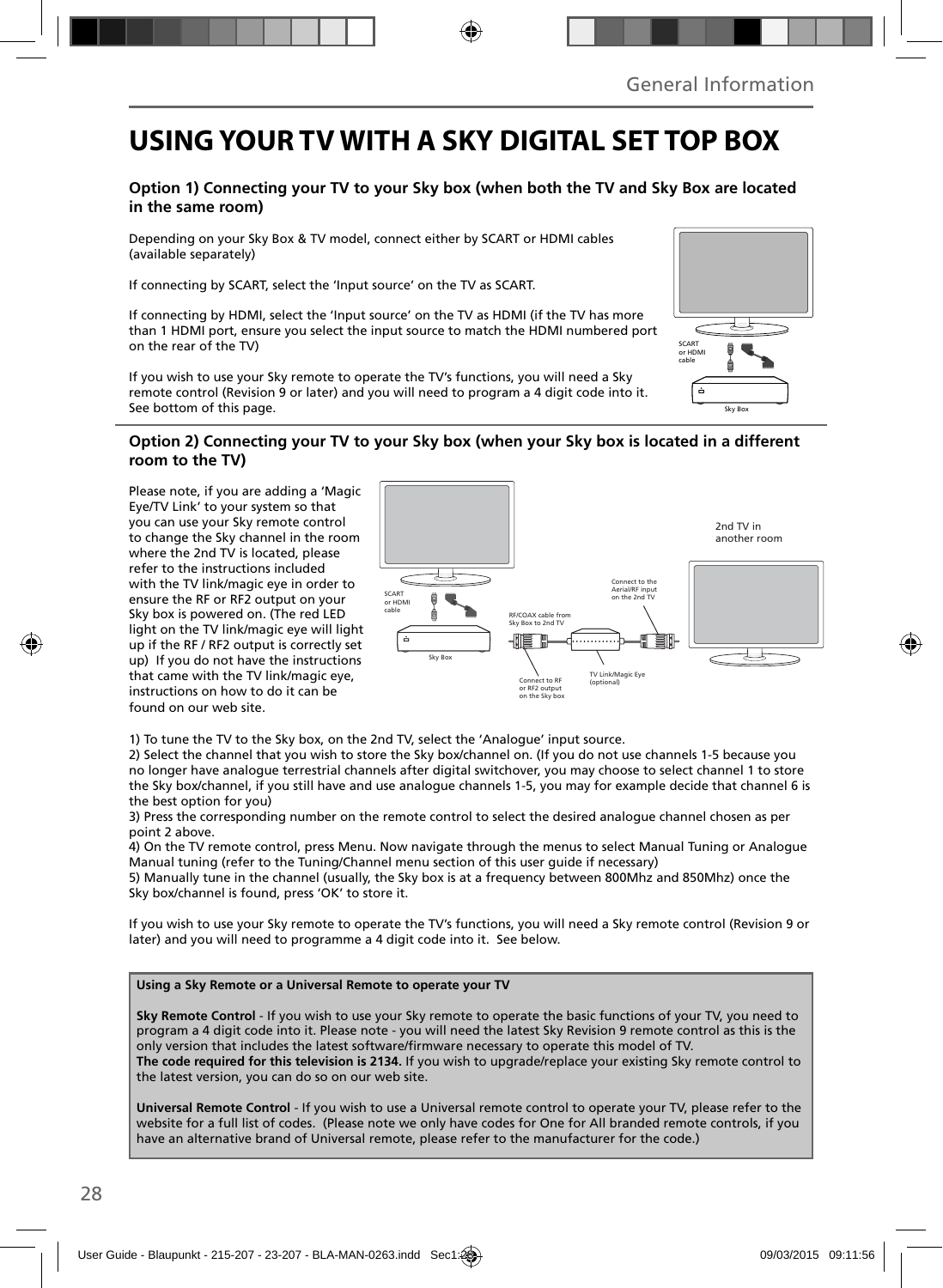# USING YOUR TV WITH A SKY DIGITAL SET TOP BOX

### Option 1) Connecting your TV to your Sky box (when both the TV and Sky Box are located in the same room)

Depending on your Sky Box & TV model, connect either by SCART or HDMI cables (available separately)

If connecting by SCART, select the 'Input source' on the TV as SCART.

If connecting by HDMI, select the 'Input source' on the TV as HDMI (if the TV has more than 1 HDMI port, ensure you select the input source to match the HDMI numbered port on the rear of the TV)

If you wish to use your Sky remote to operate the TV's functions, you will need a Sky remote control (Revision 9 or later) and you will need to program a 4 digit code into it. See bottom of this page.

SCART or HDMI cable

Sky Box

### Option 2) Connecting your TV to your Sky box (when your Sky box is located in a different room to the TV)

Please note, if you are adding a 'Magic Eye/TV Link' to your system so that you can use your Sky remote control to change the Sky channel in the room where the 2nd TV is located, please refer to the instructions included with the TV link/magic eye in order to ensure the RF or RF2 output on your Sky box is powered on. (The red LED light on the TV link/magic eye will light up if the RF / RF2 output is correctly set up) If you do not have the instructions that came with the TV link/magic eye, instructions on how to do it can be found on our web site.

2nd TV in another room

SCART or HDMI cable

Sky Box

RF/COAX cable from Sky Box to 2nd TV

Connect to the Aerial/RF input on the 2nd TV

Connect to RF or RF2 output on the Sky box

TV Link/Magic Eye (optional)

1) To tune the TV to the Sky box, on the 2nd TV, select the 'Analogue' input source.
2) Select the channel that you wish to store the Sky box/channel on. (If you do not use channels 1-5 because you no longer have analogue terrestrial channels after digital switchover, you may choose to select channel 1 to store the Sky box/channel, if you still have and use analogue channels 1-5, you may for example decide that channel 6 is the best option for you)
3) Press the corresponding number on the remote control to select the desired analogue channel chosen as per point 2 above.
4) On the TV remote control, press Menu. Now navigate through the menus to select Manual Tuning or Analogue Manual tuning (refer to the Tuning/Channel menu section of this user guide if necessary)
5) Manually tune in the channel (usually, the Sky box is at a frequency between 800Mhz and 850Mhz) once the Sky box/channel is found, press 'OK' to store it.

If you wish to use your Sky remote to operate the TV's functions, you will need a Sky remote control (Revision 9 or later) and you will need to programme a 4 digit code into it. See below.

**Using a Sky Remote or a Universal Remote to operate your TV**

**Sky Remote Control** - If you wish to use your Sky remote to operate the basic functions of your TV, you need to program a 4 digit code into it. Please note - you will need the latest Sky Revision 9 remote control as this is the only version that includes the latest software/firmware necessary to operate this model of TV.
**The code required for this television is 2134.** If you wish to upgrade/replace your existing Sky remote control to the latest version, you can do so on our web site.

**Universal Remote Control** - If you wish to use a Universal remote control to operate your TV, please refer to the website for a full list of codes. (Please note we only have codes for One for All branded remote controls, if you have an alternative brand of Universal remote, please refer to the manufacturer for the code.)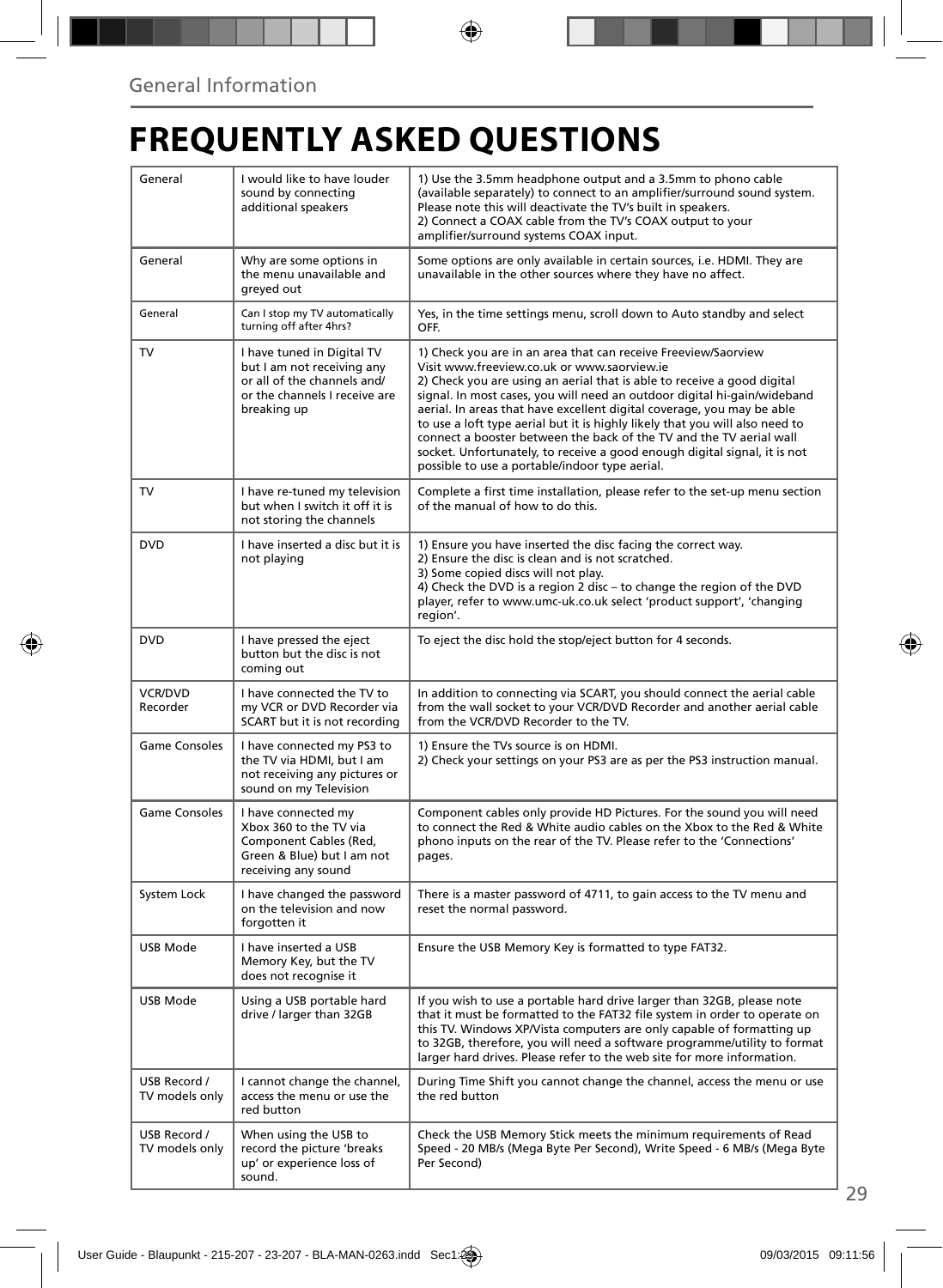General Information

# FREQUENTLY ASKED QUESTIONS

| | | |
|---|---|---|
| General | I would like to have louder sound by connecting additional speakers | 1) Use the 3.5mm headphone output and a 3.5mm to phono cable (available separately) to connect to an amplifier/surround sound system. Please note this will deactivate the TV's built in speakers.<br>2) Connect a COAX cable from the TV's COAX output to your amplifier/surround systems COAX input. |
| General | Why are some options in the menu unavailable and greyed out | Some options are only available in certain sources, i.e. HDMI. They are unavailable in the other sources where they have no affect. |
| General | Can I stop my TV automatically turning off after 4hrs? | Yes, in the time settings menu, scroll down to Auto standby and select OFF. |
| TV | I have tuned in Digital TV but I am not receiving any or all of the channels and/ or the channels I receive are breaking up | 1) Check you are in an area that can receive Freeview/Saorview Visit www.freeview.co.uk or www.saorview.ie<br>2) Check you are using an aerial that is able to receive a good digital signal. In most cases, you will need an outdoor digital hi-gain/wideband aerial. In areas that have excellent digital coverage, you may be able to use a loft type aerial but it is highly likely that you will also need to connect a booster between the back of the TV and the TV aerial wall socket. Unfortunately, to receive a good enough digital signal, it is not possible to use a portable/indoor type aerial. |
| TV | I have re-tuned my television but when I switch it off it is not storing the channels | Complete a first time installation, please refer to the set-up menu section of the manual of how to do this. |
| DVD | I have inserted a disc but it is not playing | 1) Ensure you have inserted the disc facing the correct way.<br>2) Ensure the disc is clean and is not scratched.<br>3) Some copied discs will not play.<br>4) Check the DVD is a region 2 disc – to change the region of the DVD player, refer to www.umc-uk.co.uk select 'product support', 'changing region'. |
| DVD | I have pressed the eject button but the disc is not coming out | To eject the disc hold the stop/eject button for 4 seconds. |
| VCR/DVD Recorder | I have connected the TV to my VCR or DVD Recorder via SCART but it is not recording | In addition to connecting via SCART, you should connect the aerial cable from the wall socket to your VCR/DVD Recorder and another aerial cable from the VCR/DVD Recorder to the TV. |
| Game Consoles | I have connected my PS3 to the TV via HDMI, but I am not receiving any pictures or sound on my Television | 1) Ensure the TVs source is on HDMI.<br>2) Check your settings on your PS3 are as per the PS3 instruction manual. |
| Game Consoles | I have connected my Xbox 360 to the TV via Component Cables (Red, Green & Blue) but I am not receiving any sound | Component cables only provide HD Pictures. For the sound you will need to connect the Red & White audio cables on the Xbox to the Red & White phono inputs on the rear of the TV. Please refer to the 'Connections' pages. |
| System Lock | I have changed the password on the television and now forgotten it | There is a master password of 4711, to gain access to the TV menu and reset the normal password. |
| USB Mode | I have inserted a USB Memory Key, but the TV does not recognise it | Ensure the USB Memory Key is formatted to type FAT32. |
| USB Mode | Using a USB portable hard drive / larger than 32GB | If you wish to use a portable hard drive larger than 32GB, please note that it must be formatted to the FAT32 file system in order to operate on this TV. Windows XP/Vista computers are only capable of formatting up to 32GB, therefore, you will need a software programme/utility to format larger hard drives. Please refer to the web site for more information. |
| USB Record / TV models only | I cannot change the channel, access the menu or use the red button | During Time Shift you cannot change the channel, access the menu or use the red button |
| USB Record / TV models only | When using the USB to record the picture 'breaks up' or experience loss of sound. | Check the USB Memory Stick meets the minimum requirements of Read Speed - 20 MB/s (Mega Byte Per Second), Write Speed - 6 MB/s (Mega Byte Per Second) |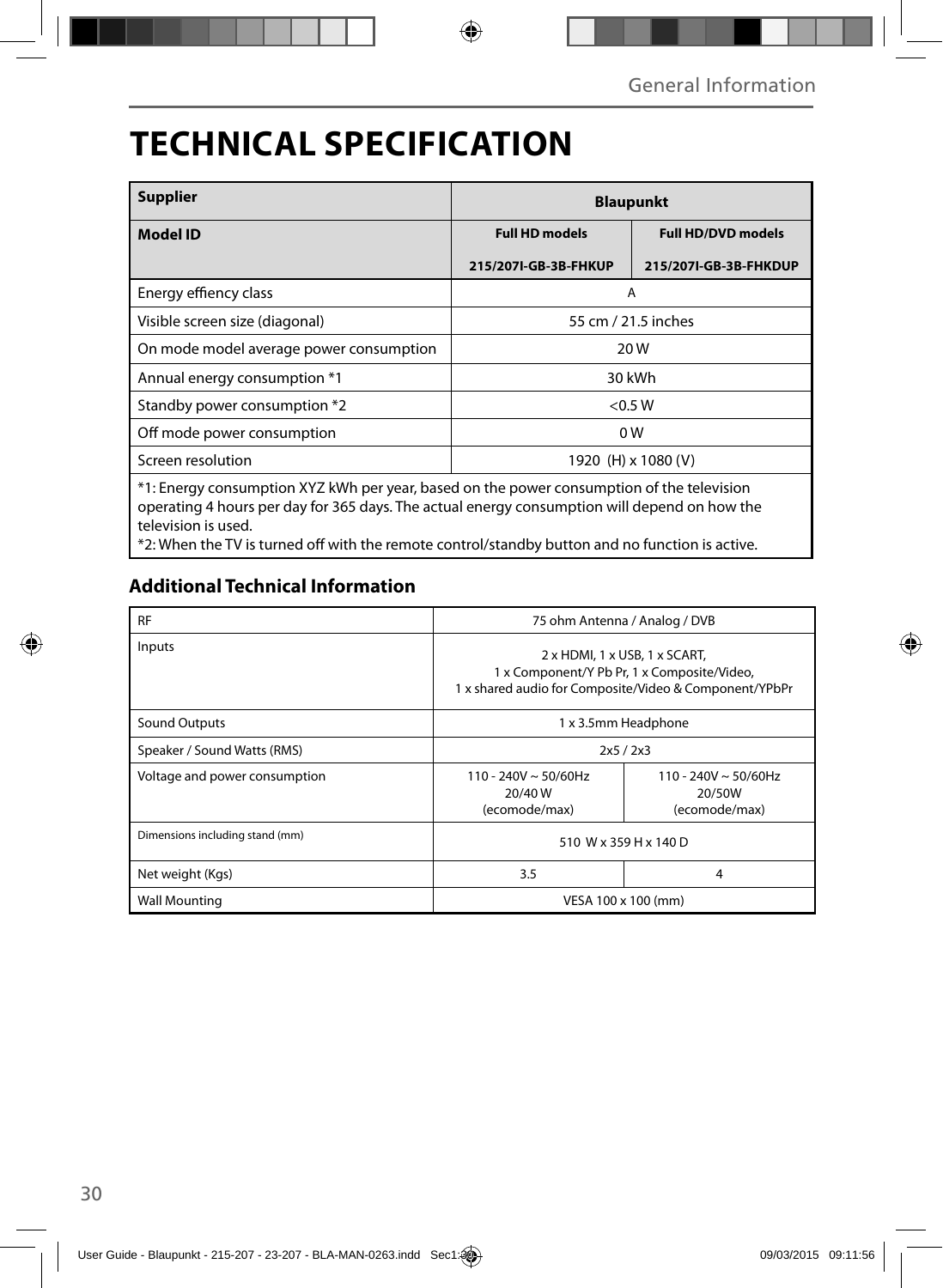# TECHNICAL SPECIFICATION

| Supplier | Blaupunkt | |
|---|---|---|
| **Model ID** | **Full HD models** 215/207I-GB-3B-FHKUP | **Full HD/DVD models** 215/207I-GB-3B-FHKDUP |
| Energy effiency class | A | |
| Visible screen size (diagonal) | 55 cm / 21.5 inches | |
| On mode model average power consumption | 20 W | |
| Annual energy consumption *1 | 30 kWh | |
| Standby power consumption *2 | <0.5 W | |
| Off mode power consumption | 0 W | |
| Screen resolution | 1920 (H) x 1080 (V) | |

*1: Energy consumption XYZ kWh per year, based on the power consumption of the television operating 4 hours per day for 365 days. The actual energy consumption will depend on how the television is used.
*2: When the TV is turned off with the remote control/standby button and no function is active.

## Additional Technical Information

| RF | 75 ohm Antenna / Analog / DVB | |
|---|---|---|
| Inputs | 2 x HDMI, 1 x USB, 1 x SCART, 1 x Component/Y Pb Pr, 1 x Composite/Video, 1 x shared audio for Composite/Video & Component/YPbPr | |
| Sound Outputs | 1 x 3.5mm Headphone | |
| Speaker / Sound Watts (RMS) | 2x5 / 2x3 | |
| Voltage and power consumption | 110 - 240V ~ 50/60Hz 20/40 W (ecomode/max) | 110 - 240V ~ 50/60Hz 20/50W (ecomode/max) |
| Dimensions including stand (mm) | 510 W x 359 H x 140 D | |
| Net weight (Kgs) | 3.5 | 4 |
| Wall Mounting | VESA 100 x 100 (mm) | |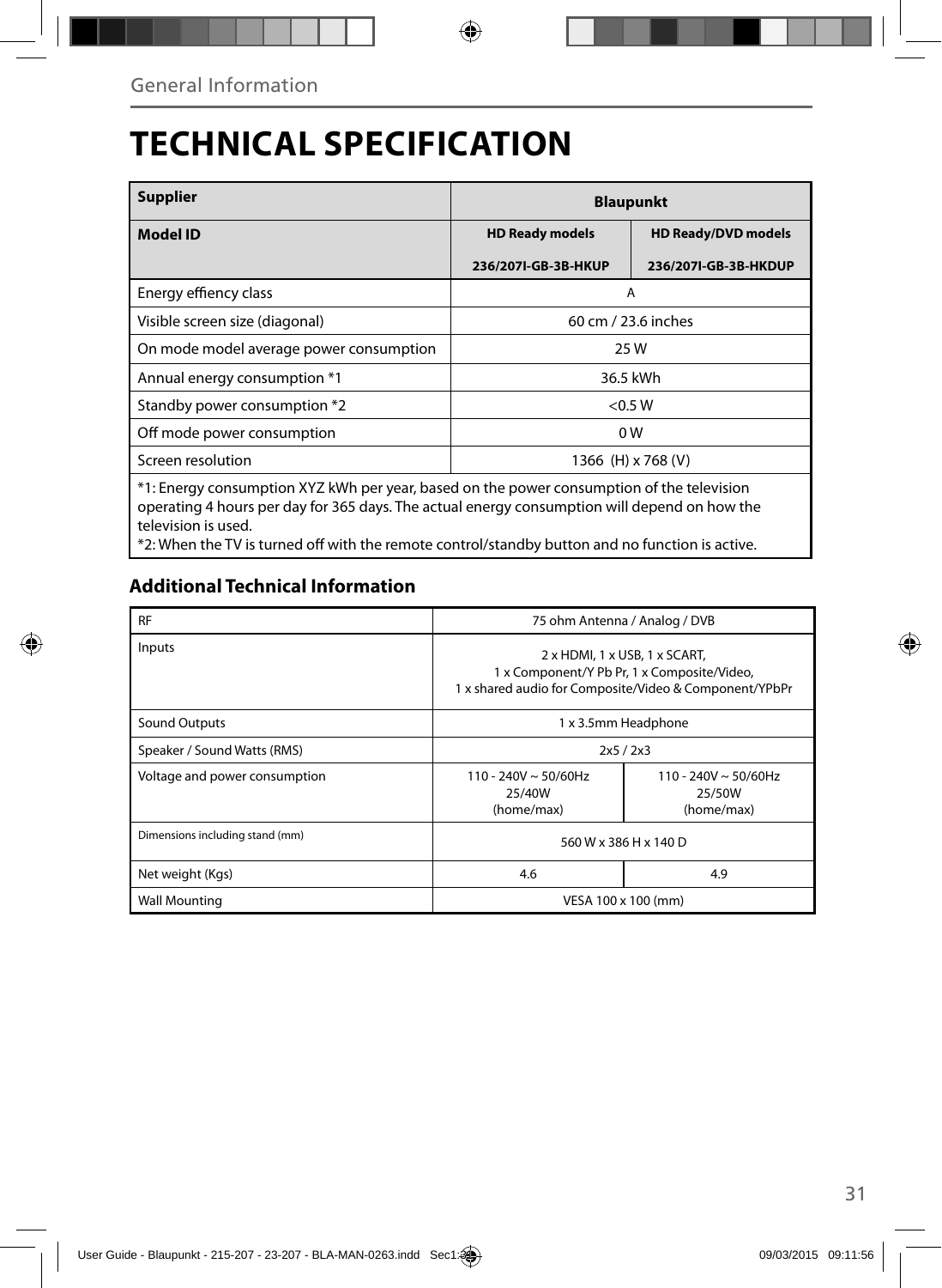General Information

# TECHNICAL SPECIFICATION

| **Supplier** | **Blaupunkt** | |
|---|---|---|
| **Model ID** | **HD Ready models**<br>**236/207I-GB-3B-HKUP** | **HD Ready/DVD models**<br>**236/207I-GB-3B-HKDUP** |
| Energy effiency class | A | |
| Visible screen size (diagonal) | 60 cm / 23.6 inches | |
| On mode model average power consumption | 25 W | |
| Annual energy consumption *1 | 36.5 kWh | |
| Standby power consumption *2 | <0.5 W | |
| Off mode power consumption | 0 W | |
| Screen resolution | 1366 (H) x 768 (V) | |

*1: Energy consumption XYZ kWh per year, based on the power consumption of the television operating 4 hours per day for 365 days. The actual energy consumption will depend on how the television is used.
*2: When the TV is turned off with the remote control/standby button and no function is active.

## Additional Technical Information

| RF | 75 ohm Antenna / Analog / DVB | |
|---|---|---|
| Inputs | 2 x HDMI, 1 x USB, 1 x SCART,<br>1 x Component/Y Pb Pr, 1 x Composite/Video,<br>1 x shared audio for Composite/Video & Component/YPbPr | |
| Sound Outputs | 1 x 3.5mm Headphone | |
| Speaker / Sound Watts (RMS) | 2x5 / 2x3 | |
| Voltage and power consumption | 110 - 240V ~ 50/60Hz<br>25/40W<br>(home/max) | 110 - 240V ~ 50/60Hz<br>25/50W<br>(home/max) |
| Dimensions including stand (mm) | 560 W x 386 H x 140 D | |
| Net weight (Kgs) | 4.6 | 4.9 |
| Wall Mounting | VESA 100 x 100 (mm) | |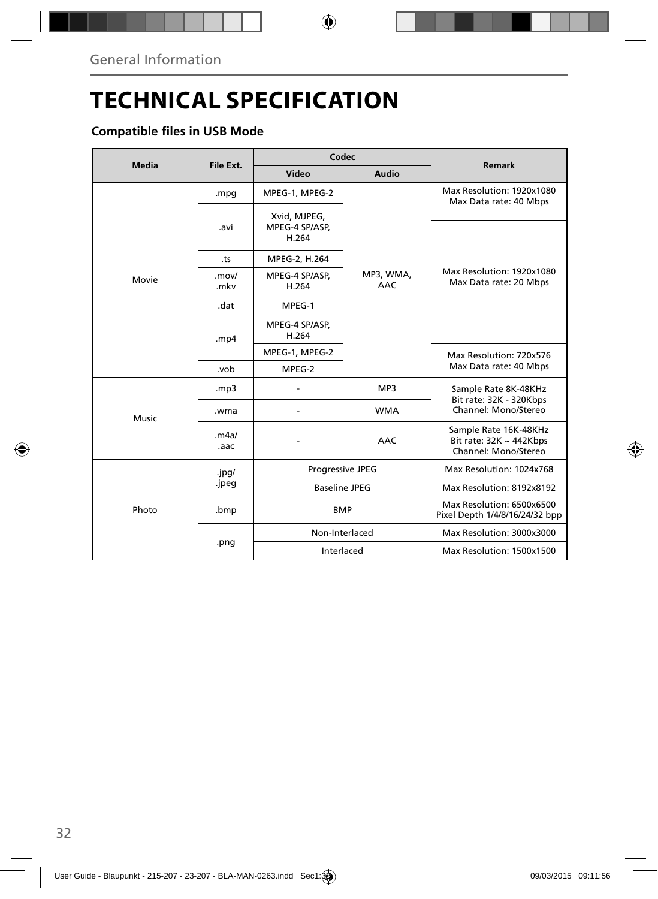General Information

# TECHNICAL SPECIFICATION

### Compatible files in USB Mode

| Media | File Ext. | Codec | | Remark |
|---|---|---|---|---|
| | | Video | Audio | |
| Movie | .mpg | MPEG-1, MPEG-2 | MP3, WMA, AAC | Max Resolution: 1920x1080<br>Max Data rate: 40 Mbps |
| | .avi | Xvid, MJPEG, MPEG-4 SP/ASP, H.264 | | Max Resolution: 1920x1080<br>Max Data rate: 20 Mbps |
| | .ts | MPEG-2, H.264 | | |
| | .mov/<br>.mkv | MPEG-4 SP/ASP, H.264 | | |
| | .dat | MPEG-1 | | |
| | .mp4 | MPEG-4 SP/ASP, H.264 | | |
| | | MPEG-1, MPEG-2 | | Max Resolution: 720x576<br>Max Data rate: 40 Mbps |
| | .vob | MPEG-2 | | |
| Music | .mp3 | - | MP3 | Sample Rate 8K-48KHz<br>Bit rate: 32K - 320Kbps<br>Channel: Mono/Stereo |
| | .wma | - | WMA | |
| | .m4a/<br>.aac | - | AAC | Sample Rate 16K-48KHz<br>Bit rate: 32K ~ 442Kbps<br>Channel: Mono/Stereo |
| Photo | .jpg/<br>.jpeg | Progressive JPEG | | Max Resolution: 1024x768 |
| | | Baseline JPEG | | Max Resolution: 8192x8192 |
| | .bmp | BMP | | Max Resolution: 6500x6500<br>Pixel Depth 1/4/8/16/24/32 bpp |
| | .png | Non-Interlaced | | Max Resolution: 3000x3000 |
| | | Interlaced | | Max Resolution: 1500x1500 |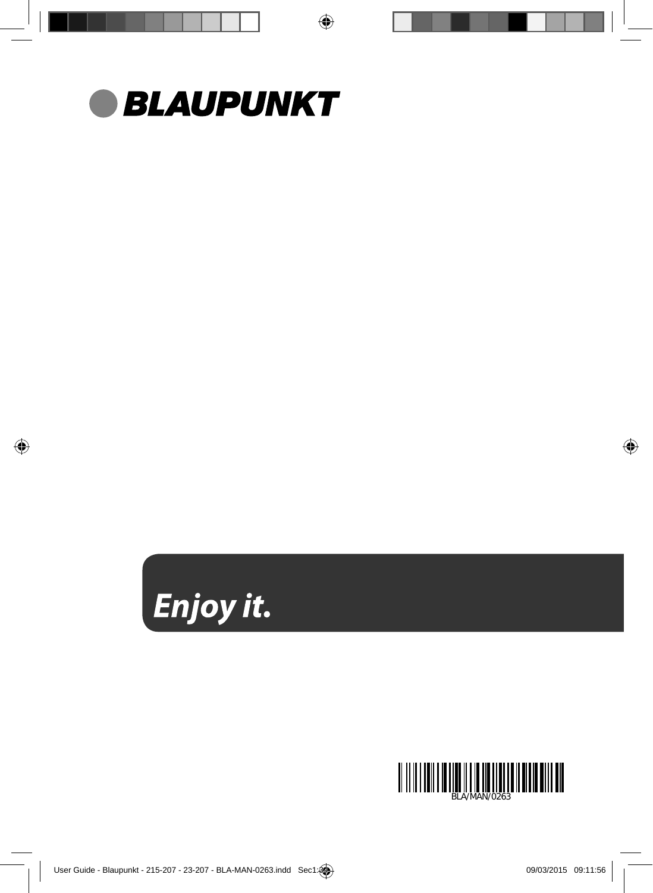BLAUPUNKT

Enjoy it.

BLA/MAN/0263